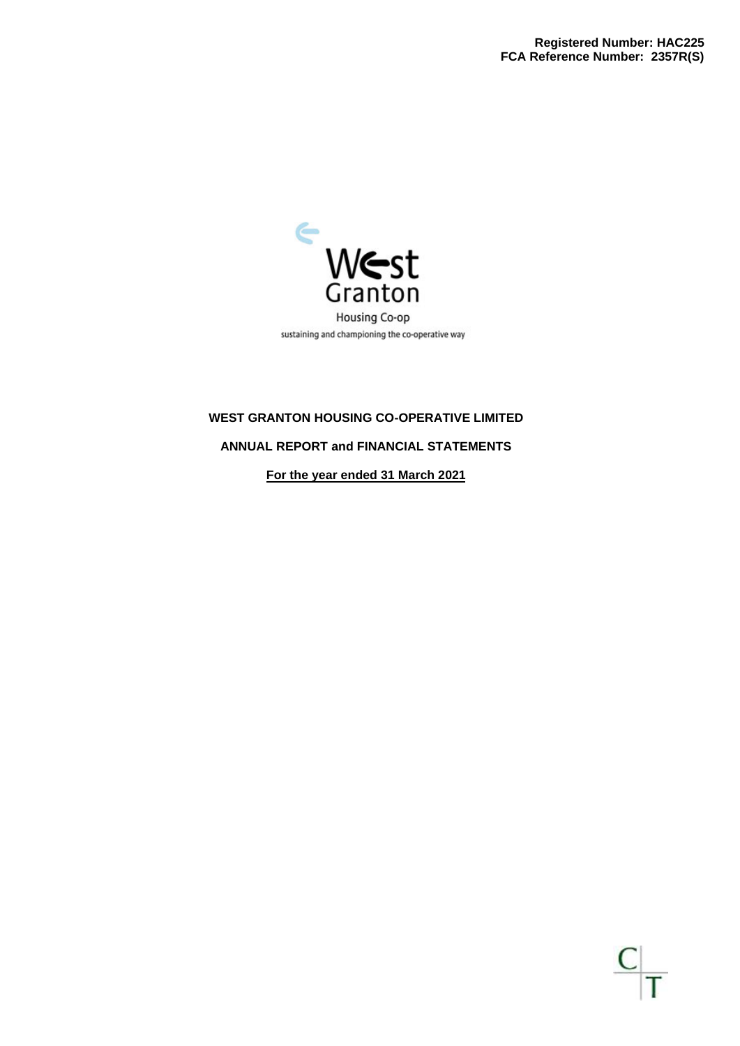**Registered Number: HAC225**
**FCA Reference Number: 2357R(S)**

West Granton

Housing Co-op

sustaining and championing the co-operative way

# WEST GRANTON HOUSING CO-OPERATIVE LIMITED

## ANNUAL REPORT and FINANCIAL STATEMENTS

**For the year ended 31 March 2021**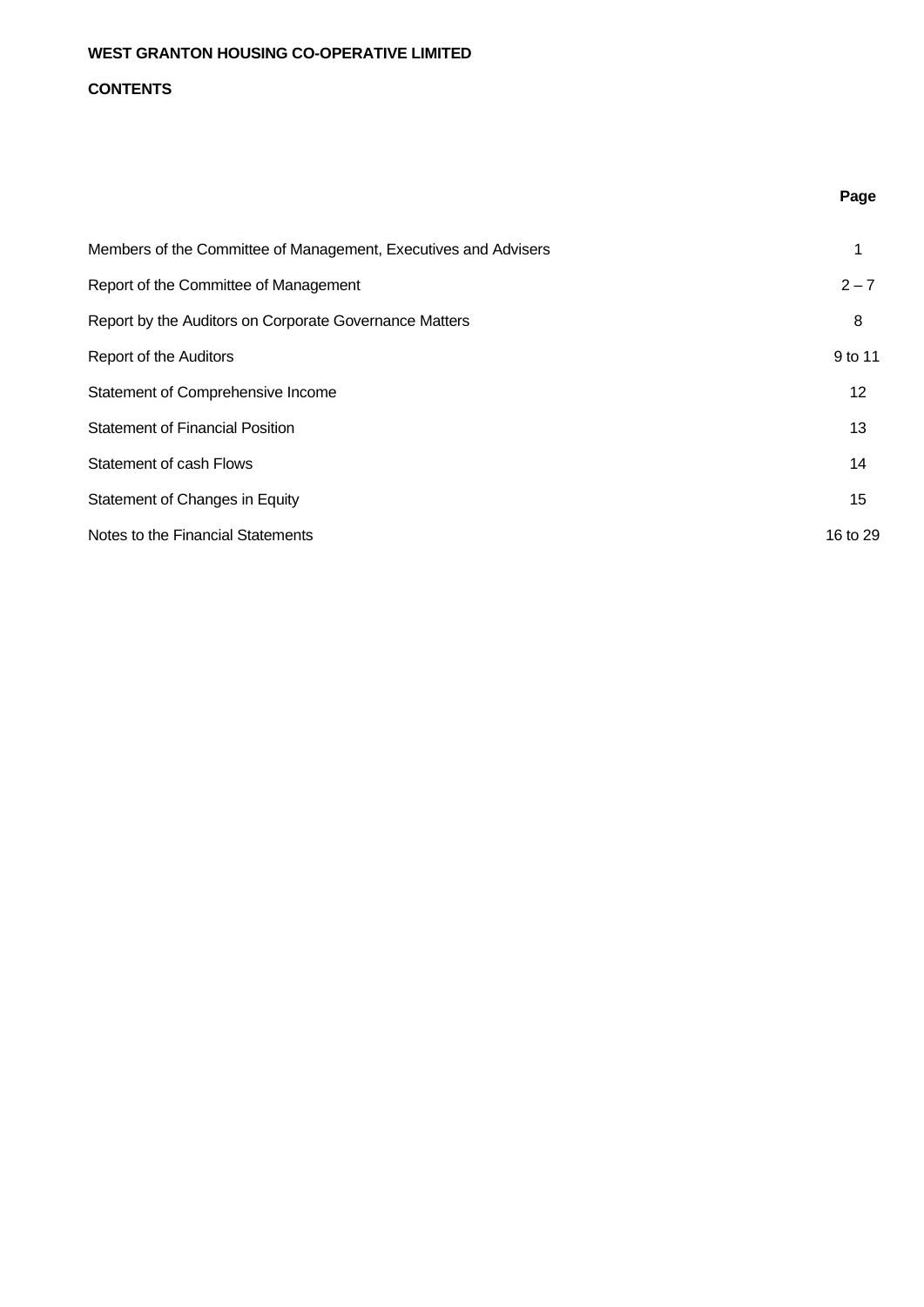**WEST GRANTON HOUSING CO-OPERATIVE LIMITED**

**CONTENTS**

| | **Page** |
|---|---|
| Members of the Committee of Management, Executives and Advisers | 1 |
| Report of the Committee of Management | 2 – 7 |
| Report by the Auditors on Corporate Governance Matters | 8 |
| Report of the Auditors | 9 to 11 |
| Statement of Comprehensive Income | 12 |
| Statement of Financial Position | 13 |
| Statement of cash Flows | 14 |
| Statement of Changes in Equity | 15 |
| Notes to the Financial Statements | 16 to 29 |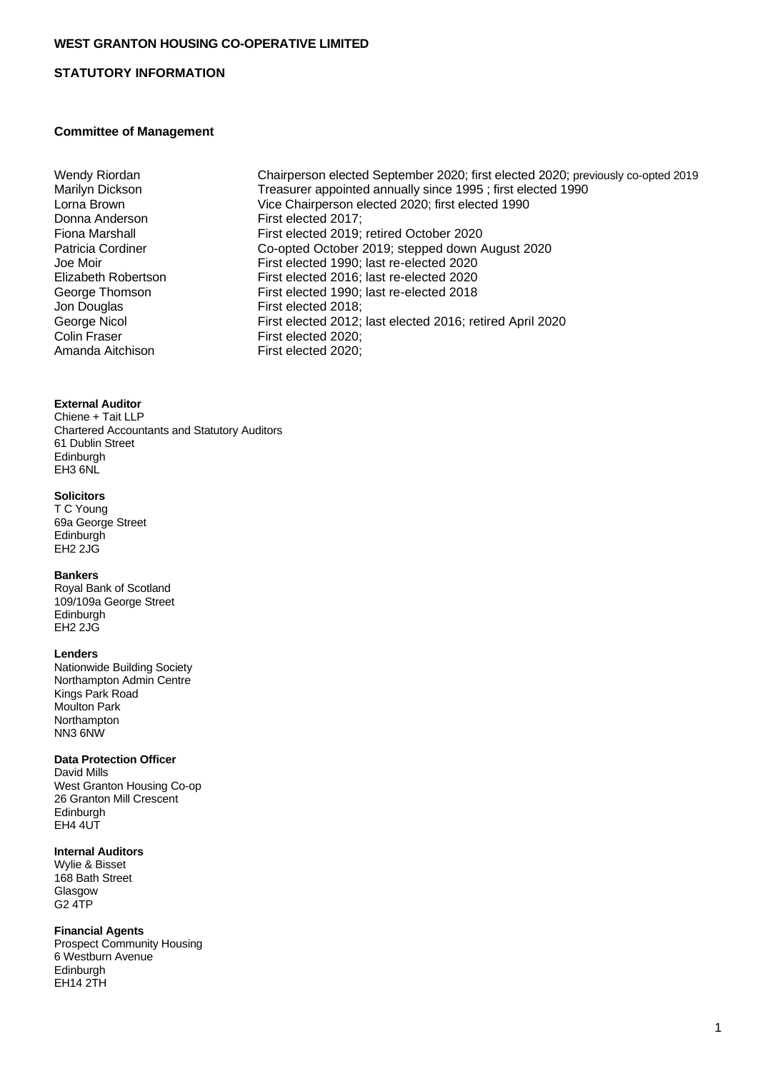**WEST GRANTON HOUSING CO-OPERATIVE LIMITED**

**STATUTORY INFORMATION**

**Committee of Management**

| | |
|---|---|
| Wendy Riordan | Chairperson elected September 2020; first elected 2020; previously co-opted 2019 |
| Marilyn Dickson | Treasurer appointed annually since 1995 ; first elected 1990 |
| Lorna Brown | Vice Chairperson elected 2020; first elected 1990 |
| Donna Anderson | First elected 2017; |
| Fiona Marshall | First elected 2019; retired October 2020 |
| Patricia Cordiner | Co-opted October 2019; stepped down August 2020 |
| Joe Moir | First elected 1990; last re-elected 2020 |
| Elizabeth Robertson | First elected 2016; last re-elected 2020 |
| George Thomson | First elected 1990; last re-elected 2018 |
| Jon Douglas | First elected 2018; |
| George Nicol | First elected 2012; last elected 2016; retired April 2020 |
| Colin Fraser | First elected 2020; |
| Amanda Aitchison | First elected 2020; |

**External Auditor**
Chiene + Tait LLP
Chartered Accountants and Statutory Auditors
61 Dublin Street
Edinburgh
EH3 6NL

**Solicitors**
T C Young
69a George Street
Edinburgh
EH2 2JG

**Bankers**
Royal Bank of Scotland
109/109a George Street
Edinburgh
EH2 2JG

**Lenders**
Nationwide Building Society
Northampton Admin Centre
Kings Park Road
Moulton Park
Northampton
NN3 6NW

**Data Protection Officer**
David Mills
West Granton Housing Co-op
26 Granton Mill Crescent
Edinburgh
EH4 4UT

**Internal Auditors**
Wylie & Bisset
168 Bath Street
Glasgow
G2 4TP

**Financial Agents**
Prospect Community Housing
6 Westburn Avenue
Edinburgh
EH14 2TH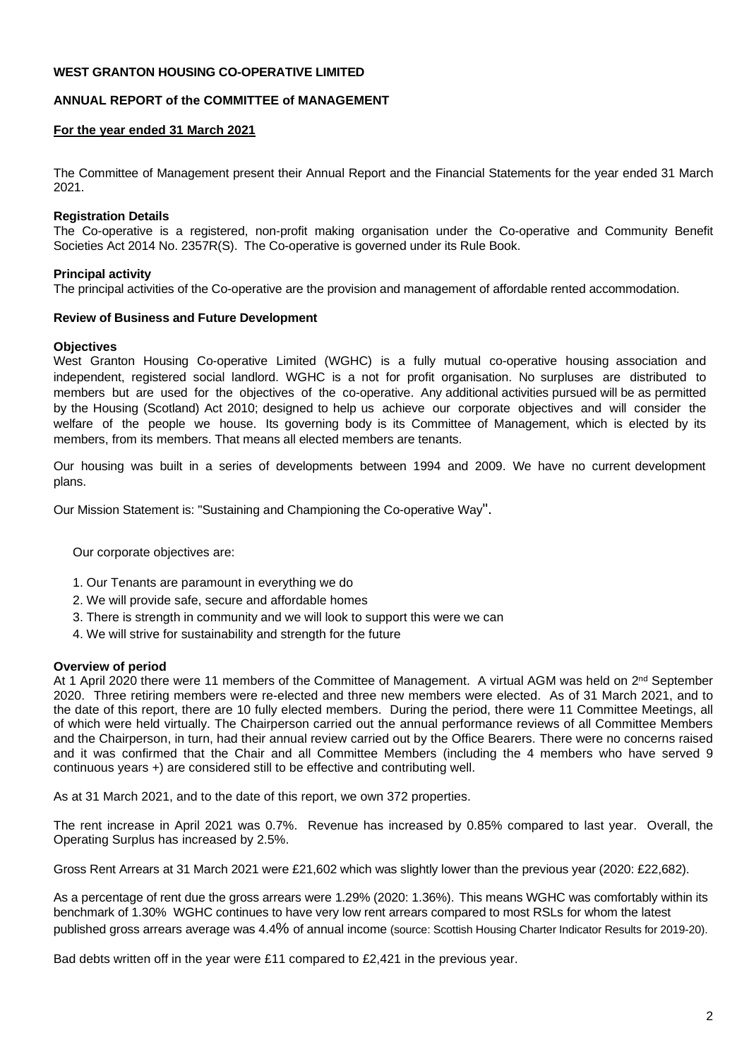**WEST GRANTON HOUSING CO-OPERATIVE LIMITED**

**ANNUAL REPORT of the COMMITTEE of MANAGEMENT**

**For the year ended 31 March 2021**

The Committee of Management present their Annual Report and the Financial Statements for the year ended 31 March 2021.

**Registration Details**
The Co-operative is a registered, non-profit making organisation under the Co-operative and Community Benefit Societies Act 2014 No. 2357R(S). The Co-operative is governed under its Rule Book.

**Principal activity**
The principal activities of the Co-operative are the provision and management of affordable rented accommodation.

**Review of Business and Future Development**

**Objectives**
West Granton Housing Co-operative Limited (WGHC) is a fully mutual co-operative housing association and independent, registered social landlord. WGHC is a not for profit organisation. No surpluses are distributed to members but are used for the objectives of the co-operative. Any additional activities pursued will be as permitted by the Housing (Scotland) Act 2010; designed to help us achieve our corporate objectives and will consider the welfare of the people we house. Its governing body is its Committee of Management, which is elected by its members, from its members. That means all elected members are tenants.

Our housing was built in a series of developments between 1994 and 2009. We have no current development plans.

Our Mission Statement is: "Sustaining and Championing the Co-operative Way".

Our corporate objectives are:

1. Our Tenants are paramount in everything we do
2. We will provide safe, secure and affordable homes
3. There is strength in community and we will look to support this were we can
4. We will strive for sustainability and strength for the future

**Overview of period**
At 1 April 2020 there were 11 members of the Committee of Management. A virtual AGM was held on 2nd September 2020. Three retiring members were re-elected and three new members were elected. As of 31 March 2021, and to the date of this report, there are 10 fully elected members. During the period, there were 11 Committee Meetings, all of which were held virtually. The Chairperson carried out the annual performance reviews of all Committee Members and the Chairperson, in turn, had their annual review carried out by the Office Bearers. There were no concerns raised and it was confirmed that the Chair and all Committee Members (including the 4 members who have served 9 continuous years +) are considered still to be effective and contributing well.

As at 31 March 2021, and to the date of this report, we own 372 properties.

The rent increase in April 2021 was 0.7%. Revenue has increased by 0.85% compared to last year. Overall, the Operating Surplus has increased by 2.5%.

Gross Rent Arrears at 31 March 2021 were £21,602 which was slightly lower than the previous year (2020: £22,682).

As a percentage of rent due the gross arrears were 1.29% (2020: 1.36%). This means WGHC was comfortably within its benchmark of 1.30% WGHC continues to have very low rent arrears compared to most RSLs for whom the latest published gross arrears average was 4.4% of annual income (source: Scottish Housing Charter Indicator Results for 2019-20).

Bad debts written off in the year were £11 compared to £2,421 in the previous year.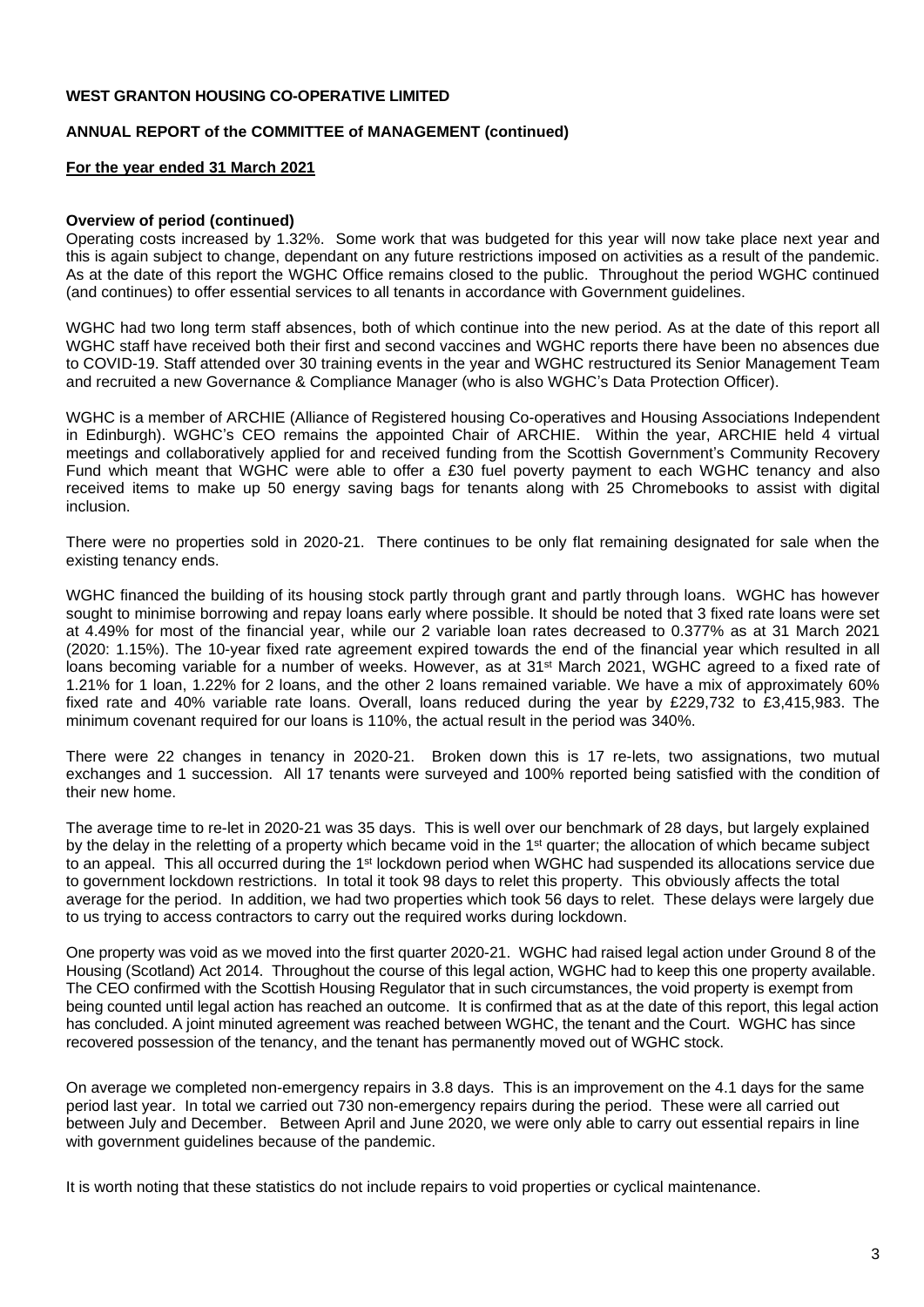**WEST GRANTON HOUSING CO-OPERATIVE LIMITED**

**ANNUAL REPORT of the COMMITTEE of MANAGEMENT (continued)**

**For the year ended 31 March 2021**

**Overview of period (continued)**

Operating costs increased by 1.32%. Some work that was budgeted for this year will now take place next year and this is again subject to change, dependant on any future restrictions imposed on activities as a result of the pandemic. As at the date of this report the WGHC Office remains closed to the public. Throughout the period WGHC continued (and continues) to offer essential services to all tenants in accordance with Government guidelines.

WGHC had two long term staff absences, both of which continue into the new period. As at the date of this report all WGHC staff have received both their first and second vaccines and WGHC reports there have been no absences due to COVID-19. Staff attended over 30 training events in the year and WGHC restructured its Senior Management Team and recruited a new Governance & Compliance Manager (who is also WGHC's Data Protection Officer).

WGHC is a member of ARCHIE (Alliance of Registered housing Co-operatives and Housing Associations Independent in Edinburgh). WGHC's CEO remains the appointed Chair of ARCHIE. Within the year, ARCHIE held 4 virtual meetings and collaboratively applied for and received funding from the Scottish Government's Community Recovery Fund which meant that WGHC were able to offer a £30 fuel poverty payment to each WGHC tenancy and also received items to make up 50 energy saving bags for tenants along with 25 Chromebooks to assist with digital inclusion.

There were no properties sold in 2020-21. There continues to be only flat remaining designated for sale when the existing tenancy ends.

WGHC financed the building of its housing stock partly through grant and partly through loans. WGHC has however sought to minimise borrowing and repay loans early where possible. It should be noted that 3 fixed rate loans were set at 4.49% for most of the financial year, while our 2 variable loan rates decreased to 0.377% as at 31 March 2021 (2020: 1.15%). The 10-year fixed rate agreement expired towards the end of the financial year which resulted in all loans becoming variable for a number of weeks. However, as at 31st March 2021, WGHC agreed to a fixed rate of 1.21% for 1 loan, 1.22% for 2 loans, and the other 2 loans remained variable. We have a mix of approximately 60% fixed rate and 40% variable rate loans. Overall, loans reduced during the year by £229,732 to £3,415,983. The minimum covenant required for our loans is 110%, the actual result in the period was 340%.

There were 22 changes in tenancy in 2020-21. Broken down this is 17 re-lets, two assignations, two mutual exchanges and 1 succession. All 17 tenants were surveyed and 100% reported being satisfied with the condition of their new home.

The average time to re-let in 2020-21 was 35 days. This is well over our benchmark of 28 days, but largely explained by the delay in the reletting of a property which became void in the 1st quarter; the allocation of which became subject to an appeal. This all occurred during the 1st lockdown period when WGHC had suspended its allocations service due to government lockdown restrictions. In total it took 98 days to relet this property. This obviously affects the total average for the period. In addition, we had two properties which took 56 days to relet. These delays were largely due to us trying to access contractors to carry out the required works during lockdown.

One property was void as we moved into the first quarter 2020-21. WGHC had raised legal action under Ground 8 of the Housing (Scotland) Act 2014. Throughout the course of this legal action, WGHC had to keep this one property available. The CEO confirmed with the Scottish Housing Regulator that in such circumstances, the void property is exempt from being counted until legal action has reached an outcome. It is confirmed that as at the date of this report, this legal action has concluded. A joint minuted agreement was reached between WGHC, the tenant and the Court. WGHC has since recovered possession of the tenancy, and the tenant has permanently moved out of WGHC stock.

On average we completed non-emergency repairs in 3.8 days. This is an improvement on the 4.1 days for the same period last year. In total we carried out 730 non-emergency repairs during the period. These were all carried out between July and December. Between April and June 2020, we were only able to carry out essential repairs in line with government guidelines because of the pandemic.

It is worth noting that these statistics do not include repairs to void properties or cyclical maintenance.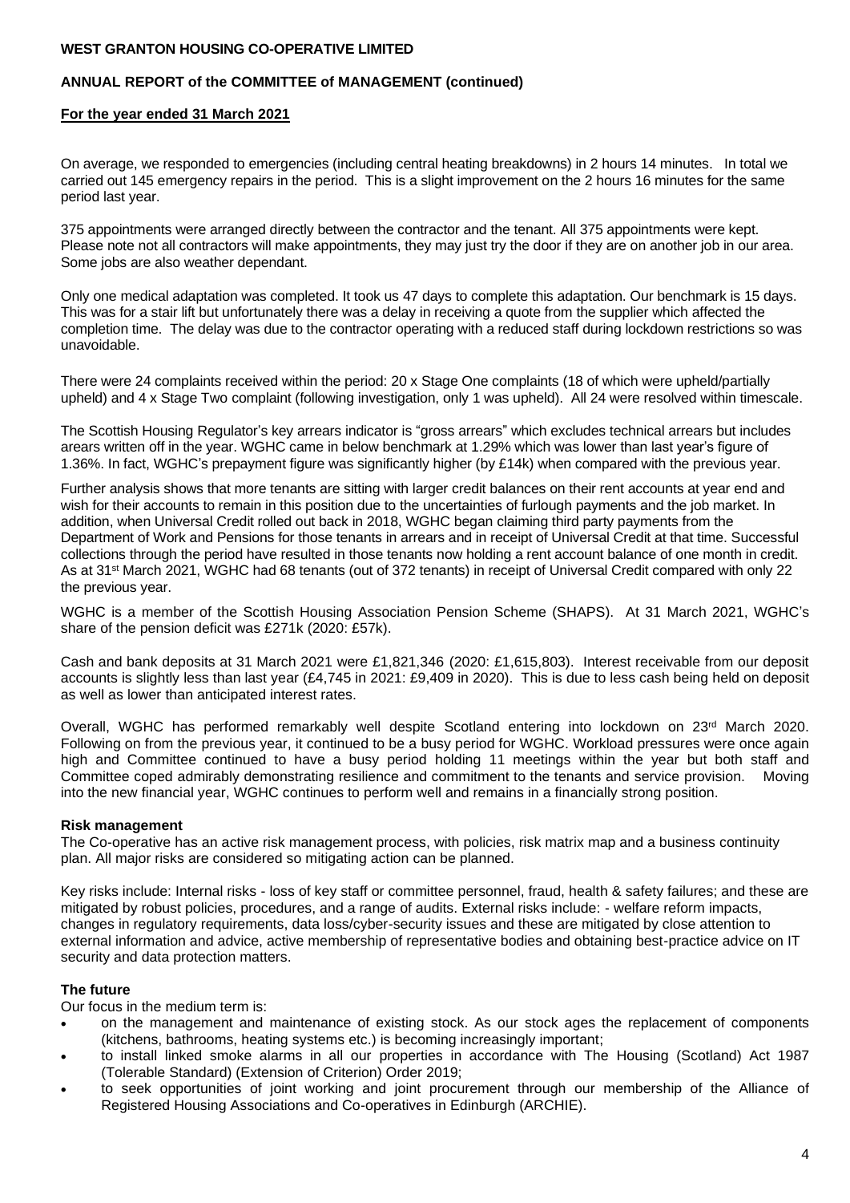On average, we responded to emergencies (including central heating breakdowns) in 2 hours 14 minutes. In total we carried out 145 emergency repairs in the period. This is a slight improvement on the 2 hours 16 minutes for the same period last year.

375 appointments were arranged directly between the contractor and the tenant. All 375 appointments were kept. Please note not all contractors will make appointments, they may just try the door if they are on another job in our area. Some jobs are also weather dependant.

Only one medical adaptation was completed. It took us 47 days to complete this adaptation. Our benchmark is 15 days. This was for a stair lift but unfortunately there was a delay in receiving a quote from the supplier which affected the completion time. The delay was due to the contractor operating with a reduced staff during lockdown restrictions so was unavoidable.

There were 24 complaints received within the period: 20 x Stage One complaints (18 of which were upheld/partially upheld) and 4 x Stage Two complaint (following investigation, only 1 was upheld). All 24 were resolved within timescale.

The Scottish Housing Regulator's key arrears indicator is "gross arrears" which excludes technical arrears but includes arears written off in the year. WGHC came in below benchmark at 1.29% which was lower than last year's figure of 1.36%. In fact, WGHC's prepayment figure was significantly higher (by £14k) when compared with the previous year.

Further analysis shows that more tenants are sitting with larger credit balances on their rent accounts at year end and wish for their accounts to remain in this position due to the uncertainties of furlough payments and the job market. In addition, when Universal Credit rolled out back in 2018, WGHC began claiming third party payments from the Department of Work and Pensions for those tenants in arrears and in receipt of Universal Credit at that time. Successful collections through the period have resulted in those tenants now holding a rent account balance of one month in credit. As at 31st March 2021, WGHC had 68 tenants (out of 372 tenants) in receipt of Universal Credit compared with only 22 the previous year.

WGHC is a member of the Scottish Housing Association Pension Scheme (SHAPS). At 31 March 2021, WGHC's share of the pension deficit was £271k (2020: £57k).

Cash and bank deposits at 31 March 2021 were £1,821,346 (2020: £1,615,803). Interest receivable from our deposit accounts is slightly less than last year (£4,745 in 2021: £9,409 in 2020). This is due to less cash being held on deposit as well as lower than anticipated interest rates.

Overall, WGHC has performed remarkably well despite Scotland entering into lockdown on 23rd March 2020. Following on from the previous year, it continued to be a busy period for WGHC. Workload pressures were once again high and Committee continued to have a busy period holding 11 meetings within the year but both staff and Committee coped admirably demonstrating resilience and commitment to the tenants and service provision. Moving into the new financial year, WGHC continues to perform well and remains in a financially strong position.

**Risk management**

The Co-operative has an active risk management process, with policies, risk matrix map and a business continuity plan. All major risks are considered so mitigating action can be planned.

Key risks include: Internal risks - loss of key staff or committee personnel, fraud, health & safety failures; and these are mitigated by robust policies, procedures, and a range of audits. External risks include: - welfare reform impacts, changes in regulatory requirements, data loss/cyber-security issues and these are mitigated by close attention to external information and advice, active membership of representative bodies and obtaining best-practice advice on IT security and data protection matters.

**The future**

Our focus in the medium term is:

- on the management and maintenance of existing stock. As our stock ages the replacement of components (kitchens, bathrooms, heating systems etc.) is becoming increasingly important;
- to install linked smoke alarms in all our properties in accordance with The Housing (Scotland) Act 1987 (Tolerable Standard) (Extension of Criterion) Order 2019;
- to seek opportunities of joint working and joint procurement through our membership of the Alliance of Registered Housing Associations and Co-operatives in Edinburgh (ARCHIE).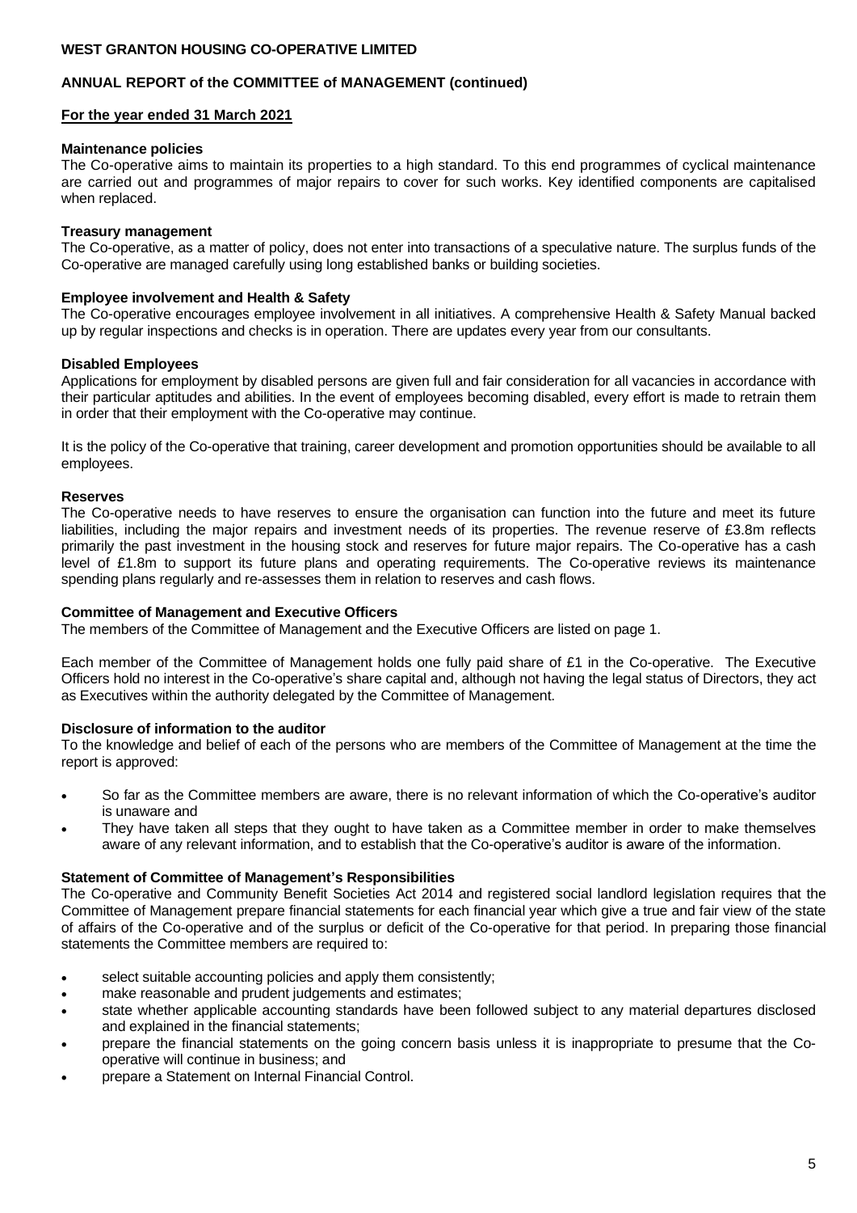**WEST GRANTON HOUSING CO-OPERATIVE LIMITED**

**ANNUAL REPORT of the COMMITTEE of MANAGEMENT (continued)**

**For the year ended 31 March 2021**

**Maintenance policies**

The Co-operative aims to maintain its properties to a high standard. To this end programmes of cyclical maintenance are carried out and programmes of major repairs to cover for such works. Key identified components are capitalised when replaced.

**Treasury management**

The Co-operative, as a matter of policy, does not enter into transactions of a speculative nature. The surplus funds of the Co-operative are managed carefully using long established banks or building societies.

**Employee involvement and Health & Safety**

The Co-operative encourages employee involvement in all initiatives. A comprehensive Health & Safety Manual backed up by regular inspections and checks is in operation. There are updates every year from our consultants.

**Disabled Employees**

Applications for employment by disabled persons are given full and fair consideration for all vacancies in accordance with their particular aptitudes and abilities. In the event of employees becoming disabled, every effort is made to retrain them in order that their employment with the Co-operative may continue.

It is the policy of the Co-operative that training, career development and promotion opportunities should be available to all employees.

**Reserves**

The Co-operative needs to have reserves to ensure the organisation can function into the future and meet its future liabilities, including the major repairs and investment needs of its properties. The revenue reserve of £3.8m reflects primarily the past investment in the housing stock and reserves for future major repairs. The Co-operative has a cash level of £1.8m to support its future plans and operating requirements. The Co-operative reviews its maintenance spending plans regularly and re-assesses them in relation to reserves and cash flows.

**Committee of Management and Executive Officers**

The members of the Committee of Management and the Executive Officers are listed on page 1.

Each member of the Committee of Management holds one fully paid share of £1 in the Co-operative. The Executive Officers hold no interest in the Co-operative's share capital and, although not having the legal status of Directors, they act as Executives within the authority delegated by the Committee of Management.

**Disclosure of information to the auditor**

To the knowledge and belief of each of the persons who are members of the Committee of Management at the time the report is approved:

- So far as the Committee members are aware, there is no relevant information of which the Co-operative's auditor is unaware and
- They have taken all steps that they ought to have taken as a Committee member in order to make themselves aware of any relevant information, and to establish that the Co-operative's auditor is aware of the information.

**Statement of Committee of Management's Responsibilities**

The Co-operative and Community Benefit Societies Act 2014 and registered social landlord legislation requires that the Committee of Management prepare financial statements for each financial year which give a true and fair view of the state of affairs of the Co-operative and of the surplus or deficit of the Co-operative for that period. In preparing those financial statements the Committee members are required to:

- select suitable accounting policies and apply them consistently;
- make reasonable and prudent judgements and estimates;
- state whether applicable accounting standards have been followed subject to any material departures disclosed and explained in the financial statements;
- prepare the financial statements on the going concern basis unless it is inappropriate to presume that the Co-operative will continue in business; and
- prepare a Statement on Internal Financial Control.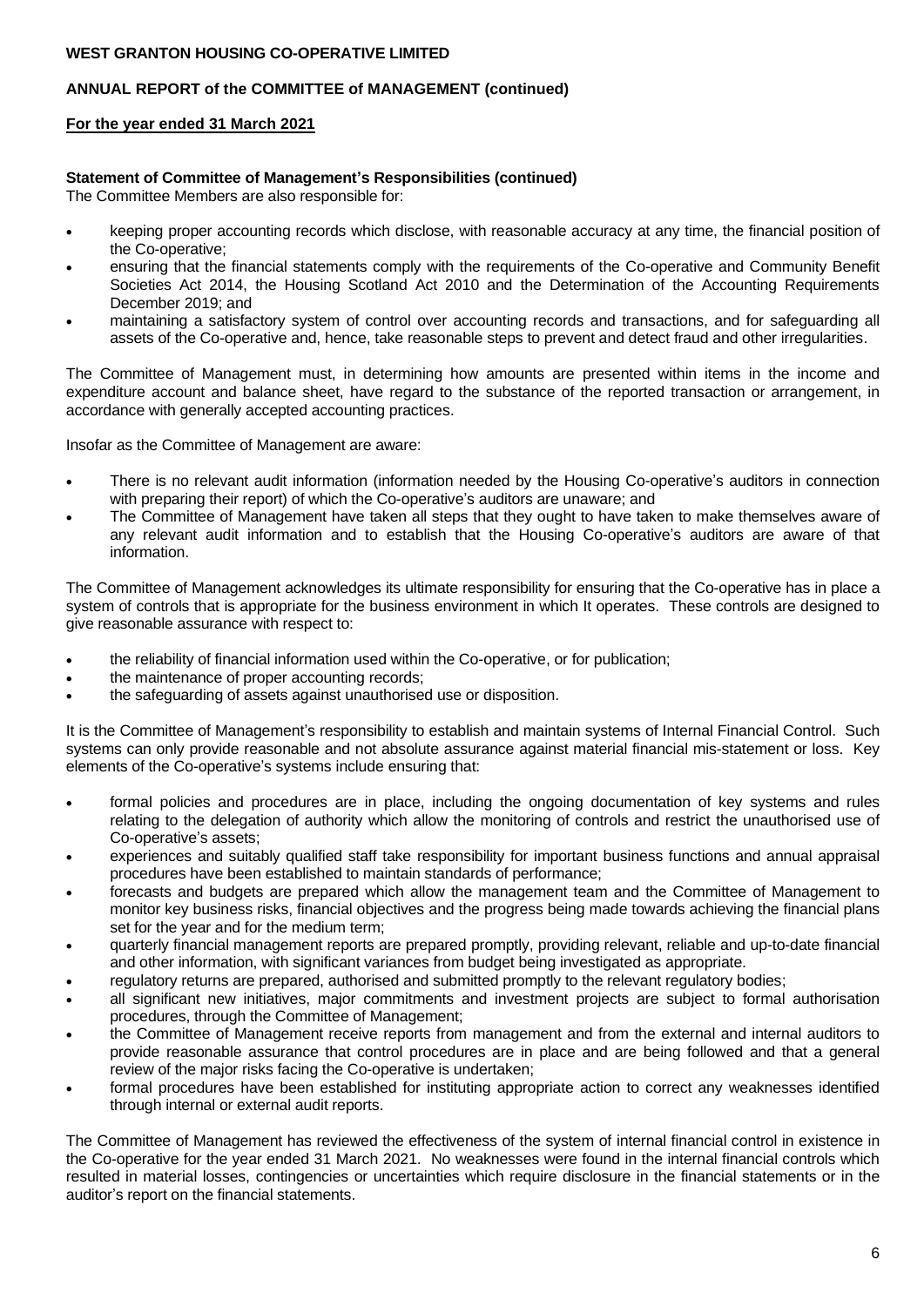**WEST GRANTON HOUSING CO-OPERATIVE LIMITED**

**ANNUAL REPORT of the COMMITTEE of MANAGEMENT (continued)**

**For the year ended 31 March 2021**

**Statement of Committee of Management's Responsibilities (continued)**

The Committee Members are also responsible for:

- keeping proper accounting records which disclose, with reasonable accuracy at any time, the financial position of the Co-operative;
- ensuring that the financial statements comply with the requirements of the Co-operative and Community Benefit Societies Act 2014, the Housing Scotland Act 2010 and the Determination of the Accounting Requirements December 2019; and
- maintaining a satisfactory system of control over accounting records and transactions, and for safeguarding all assets of the Co-operative and, hence, take reasonable steps to prevent and detect fraud and other irregularities.

The Committee of Management must, in determining how amounts are presented within items in the income and expenditure account and balance sheet, have regard to the substance of the reported transaction or arrangement, in accordance with generally accepted accounting practices.

Insofar as the Committee of Management are aware:

- There is no relevant audit information (information needed by the Housing Co-operative's auditors in connection with preparing their report) of which the Co-operative's auditors are unaware; and
- The Committee of Management have taken all steps that they ought to have taken to make themselves aware of any relevant audit information and to establish that the Housing Co-operative's auditors are aware of that information.

The Committee of Management acknowledges its ultimate responsibility for ensuring that the Co-operative has in place a system of controls that is appropriate for the business environment in which It operates. These controls are designed to give reasonable assurance with respect to:

- the reliability of financial information used within the Co-operative, or for publication;
- the maintenance of proper accounting records;
- the safeguarding of assets against unauthorised use or disposition.

It is the Committee of Management's responsibility to establish and maintain systems of Internal Financial Control. Such systems can only provide reasonable and not absolute assurance against material financial mis-statement or loss. Key elements of the Co-operative's systems include ensuring that:

- formal policies and procedures are in place, including the ongoing documentation of key systems and rules relating to the delegation of authority which allow the monitoring of controls and restrict the unauthorised use of Co-operative's assets;
- experiences and suitably qualified staff take responsibility for important business functions and annual appraisal procedures have been established to maintain standards of performance;
- forecasts and budgets are prepared which allow the management team and the Committee of Management to monitor key business risks, financial objectives and the progress being made towards achieving the financial plans set for the year and for the medium term;
- quarterly financial management reports are prepared promptly, providing relevant, reliable and up-to-date financial and other information, with significant variances from budget being investigated as appropriate.
- regulatory returns are prepared, authorised and submitted promptly to the relevant regulatory bodies;
- all significant new initiatives, major commitments and investment projects are subject to formal authorisation procedures, through the Committee of Management;
- the Committee of Management receive reports from management and from the external and internal auditors to provide reasonable assurance that control procedures are in place and are being followed and that a general review of the major risks facing the Co-operative is undertaken;
- formal procedures have been established for instituting appropriate action to correct any weaknesses identified through internal or external audit reports.

The Committee of Management has reviewed the effectiveness of the system of internal financial control in existence in the Co-operative for the year ended 31 March 2021. No weaknesses were found in the internal financial controls which resulted in material losses, contingencies or uncertainties which require disclosure in the financial statements or in the auditor's report on the financial statements.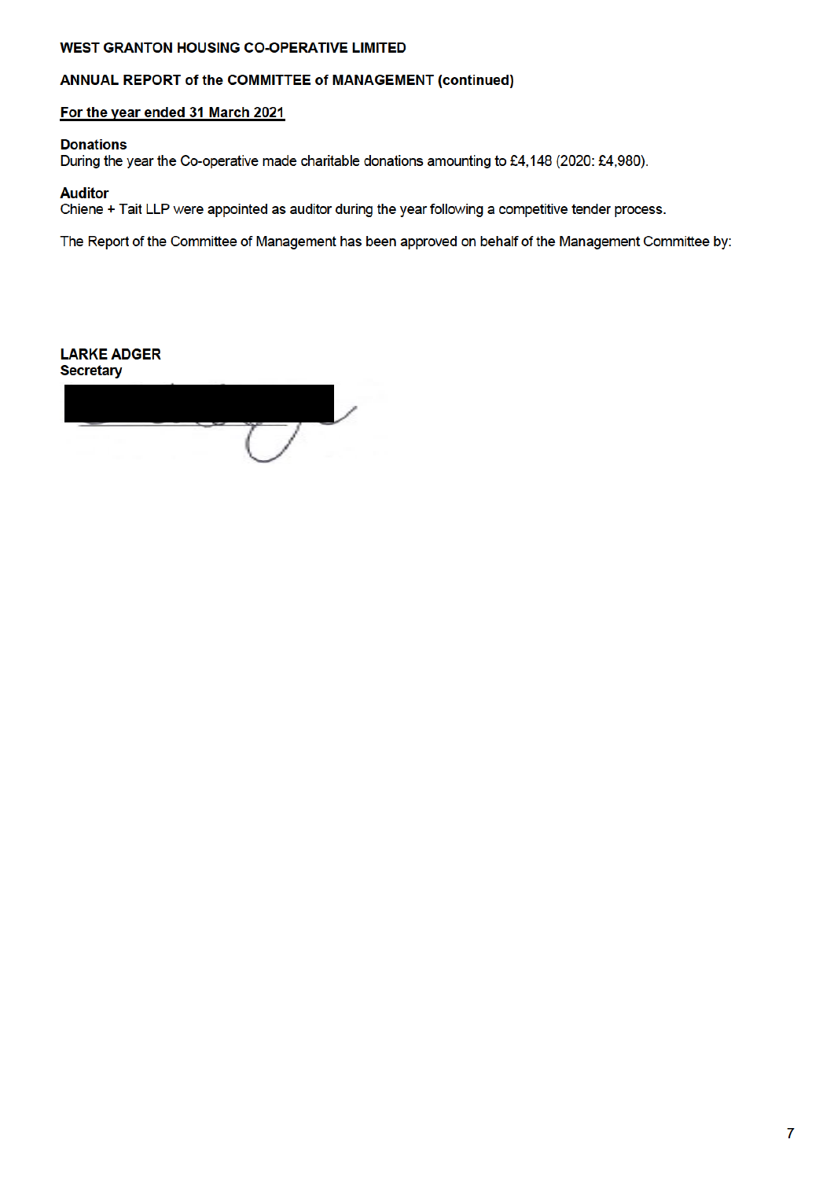**WEST GRANTON HOUSING CO-OPERATIVE LIMITED**

**ANNUAL REPORT of the COMMITTEE of MANAGEMENT (continued)**

**For the year ended 31 March 2021**

**Donations**

During the year the Co-operative made charitable donations amounting to £4,148 (2020: £4,980).

**Auditor**

Chiene + Tait LLP were appointed as auditor during the year following a competitive tender process.

The Report of the Committee of Management has been approved on behalf of the Management Committee by:

**LARKE ADGER**
**Secretary**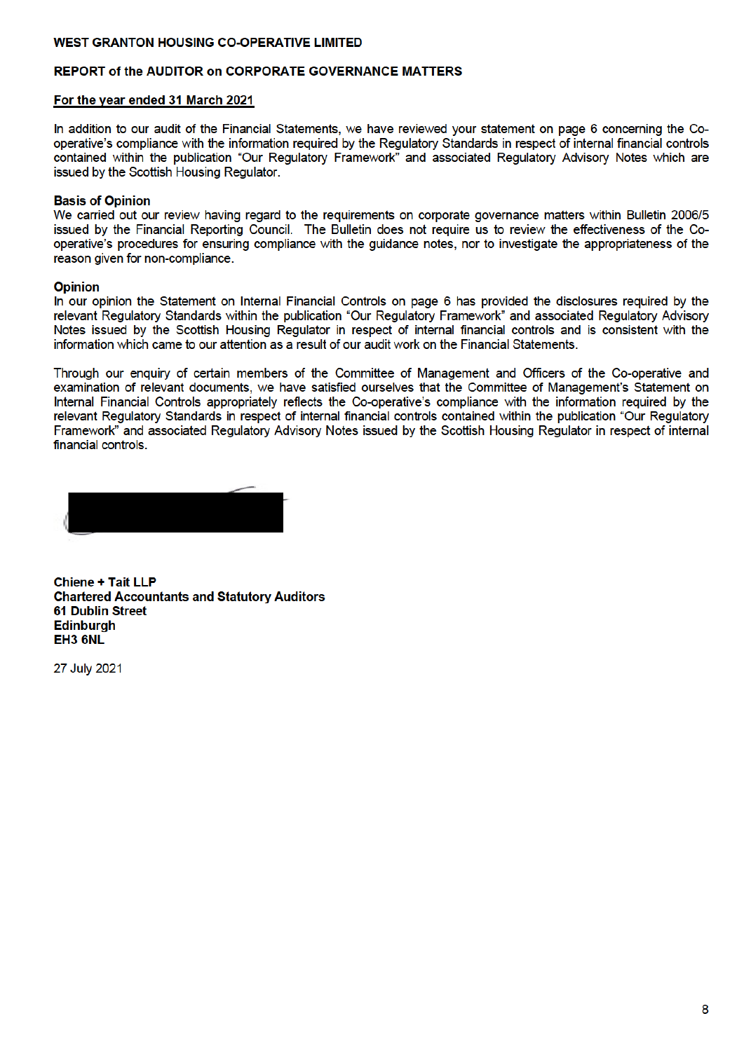**WEST GRANTON HOUSING CO-OPERATIVE LIMITED**

**REPORT of the AUDITOR on CORPORATE GOVERNANCE MATTERS**

**For the year ended 31 March 2021**

In addition to our audit of the Financial Statements, we have reviewed your statement on page 6 concerning the Co-operative's compliance with the information required by the Regulatory Standards in respect of internal financial controls contained within the publication "Our Regulatory Framework" and associated Regulatory Advisory Notes which are issued by the Scottish Housing Regulator.

**Basis of Opinion**

We carried out our review having regard to the requirements on corporate governance matters within Bulletin 2006/5 issued by the Financial Reporting Council. The Bulletin does not require us to review the effectiveness of the Co-operative's procedures for ensuring compliance with the guidance notes, nor to investigate the appropriateness of the reason given for non-compliance.

**Opinion**

In our opinion the Statement on Internal Financial Controls on page 6 has provided the disclosures required by the relevant Regulatory Standards within the publication "Our Regulatory Framework" and associated Regulatory Advisory Notes issued by the Scottish Housing Regulator in respect of internal financial controls and is consistent with the information which came to our attention as a result of our audit work on the Financial Statements.

Through our enquiry of certain members of the Committee of Management and Officers of the Co-operative and examination of relevant documents, we have satisfied ourselves that the Committee of Management's Statement on Internal Financial Controls appropriately reflects the Co-operative's compliance with the information required by the relevant Regulatory Standards in respect of internal financial controls contained within the publication "Our Regulatory Framework" and associated Regulatory Advisory Notes issued by the Scottish Housing Regulator in respect of internal financial controls.

**Chiene + Tait LLP**
**Chartered Accountants and Statutory Auditors**
**61 Dublin Street**
**Edinburgh**
**EH3 6NL**

27 July 2021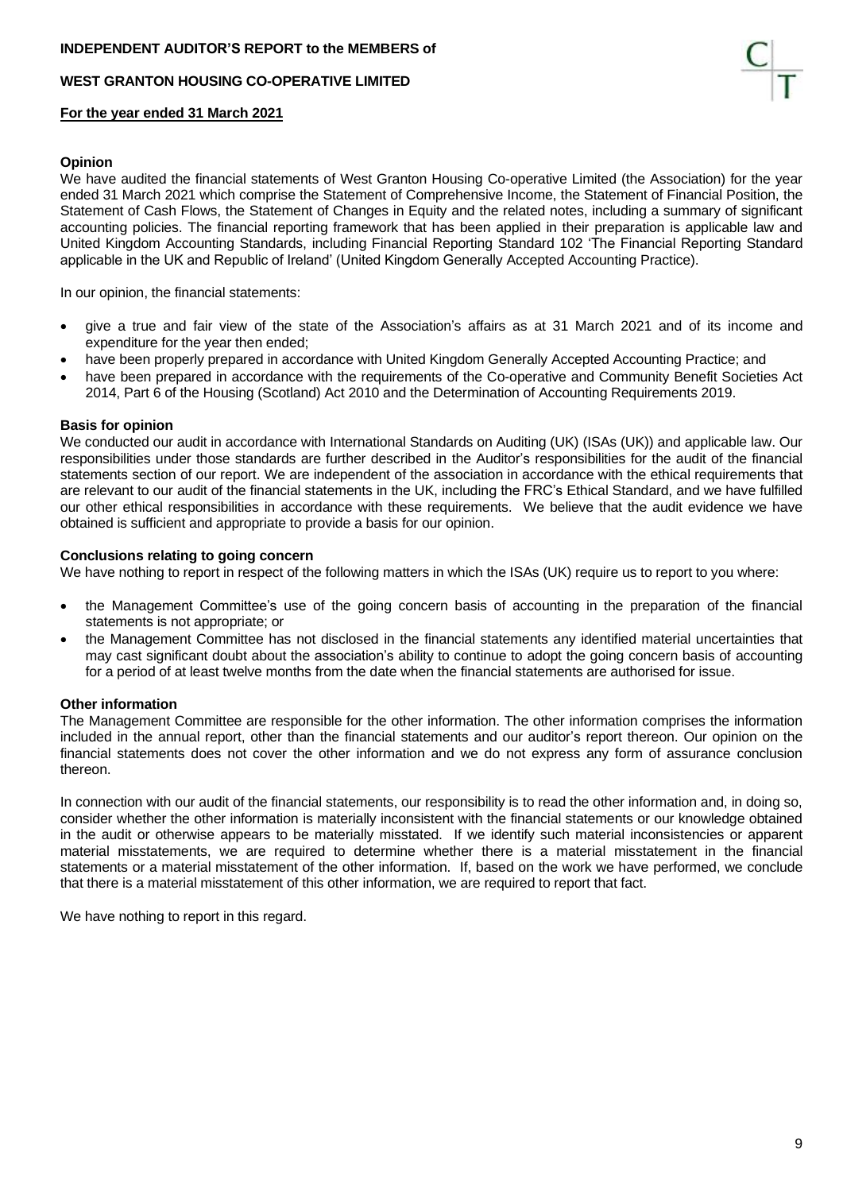**INDEPENDENT AUDITOR'S REPORT to the MEMBERS of**

**WEST GRANTON HOUSING CO-OPERATIVE LIMITED**

**For the year ended 31 March 2021**

**Opinion**

We have audited the financial statements of West Granton Housing Co-operative Limited (the Association) for the year ended 31 March 2021 which comprise the Statement of Comprehensive Income, the Statement of Financial Position, the Statement of Cash Flows, the Statement of Changes in Equity and the related notes, including a summary of significant accounting policies. The financial reporting framework that has been applied in their preparation is applicable law and United Kingdom Accounting Standards, including Financial Reporting Standard 102 'The Financial Reporting Standard applicable in the UK and Republic of Ireland' (United Kingdom Generally Accepted Accounting Practice).

In our opinion, the financial statements:

- give a true and fair view of the state of the Association's affairs as at 31 March 2021 and of its income and expenditure for the year then ended;
- have been properly prepared in accordance with United Kingdom Generally Accepted Accounting Practice; and
- have been prepared in accordance with the requirements of the Co-operative and Community Benefit Societies Act 2014, Part 6 of the Housing (Scotland) Act 2010 and the Determination of Accounting Requirements 2019.

**Basis for opinion**

We conducted our audit in accordance with International Standards on Auditing (UK) (ISAs (UK)) and applicable law. Our responsibilities under those standards are further described in the Auditor's responsibilities for the audit of the financial statements section of our report. We are independent of the association in accordance with the ethical requirements that are relevant to our audit of the financial statements in the UK, including the FRC's Ethical Standard, and we have fulfilled our other ethical responsibilities in accordance with these requirements. We believe that the audit evidence we have obtained is sufficient and appropriate to provide a basis for our opinion.

**Conclusions relating to going concern**

We have nothing to report in respect of the following matters in which the ISAs (UK) require us to report to you where:

- the Management Committee's use of the going concern basis of accounting in the preparation of the financial statements is not appropriate; or
- the Management Committee has not disclosed in the financial statements any identified material uncertainties that may cast significant doubt about the association's ability to continue to adopt the going concern basis of accounting for a period of at least twelve months from the date when the financial statements are authorised for issue.

**Other information**

The Management Committee are responsible for the other information. The other information comprises the information included in the annual report, other than the financial statements and our auditor's report thereon. Our opinion on the financial statements does not cover the other information and we do not express any form of assurance conclusion thereon.

In connection with our audit of the financial statements, our responsibility is to read the other information and, in doing so, consider whether the other information is materially inconsistent with the financial statements or our knowledge obtained in the audit or otherwise appears to be materially misstated. If we identify such material inconsistencies or apparent material misstatements, we are required to determine whether there is a material misstatement in the financial statements or a material misstatement of the other information. If, based on the work we have performed, we conclude that there is a material misstatement of this other information, we are required to report that fact.

We have nothing to report in this regard.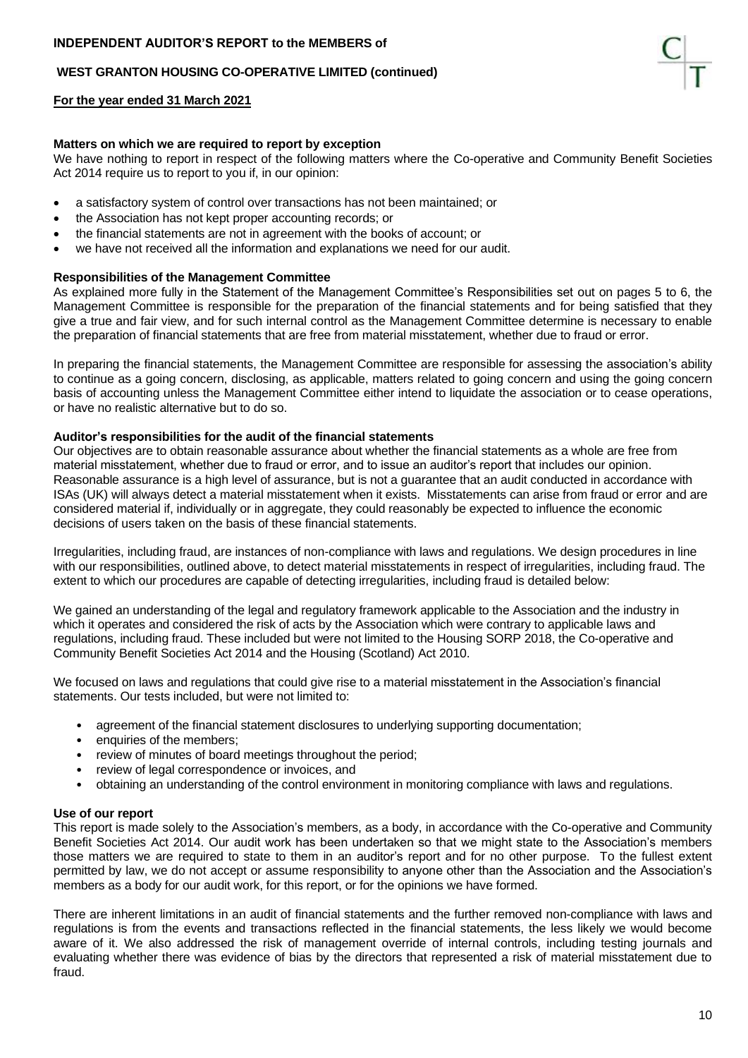**INDEPENDENT AUDITOR'S REPORT to the MEMBERS of**

**WEST GRANTON HOUSING CO-OPERATIVE LIMITED (continued)**

**For the year ended 31 March 2021**

**Matters on which we are required to report by exception**

We have nothing to report in respect of the following matters where the Co-operative and Community Benefit Societies Act 2014 require us to report to you if, in our opinion:

- a satisfactory system of control over transactions has not been maintained; or
- the Association has not kept proper accounting records; or
- the financial statements are not in agreement with the books of account; or
- we have not received all the information and explanations we need for our audit.

**Responsibilities of the Management Committee**

As explained more fully in the Statement of the Management Committee's Responsibilities set out on pages 5 to 6, the Management Committee is responsible for the preparation of the financial statements and for being satisfied that they give a true and fair view, and for such internal control as the Management Committee determine is necessary to enable the preparation of financial statements that are free from material misstatement, whether due to fraud or error.

In preparing the financial statements, the Management Committee are responsible for assessing the association's ability to continue as a going concern, disclosing, as applicable, matters related to going concern and using the going concern basis of accounting unless the Management Committee either intend to liquidate the association or to cease operations, or have no realistic alternative but to do so.

**Auditor's responsibilities for the audit of the financial statements**

Our objectives are to obtain reasonable assurance about whether the financial statements as a whole are free from material misstatement, whether due to fraud or error, and to issue an auditor's report that includes our opinion. Reasonable assurance is a high level of assurance, but is not a guarantee that an audit conducted in accordance with ISAs (UK) will always detect a material misstatement when it exists. Misstatements can arise from fraud or error and are considered material if, individually or in aggregate, they could reasonably be expected to influence the economic decisions of users taken on the basis of these financial statements.

Irregularities, including fraud, are instances of non-compliance with laws and regulations. We design procedures in line with our responsibilities, outlined above, to detect material misstatements in respect of irregularities, including fraud. The extent to which our procedures are capable of detecting irregularities, including fraud is detailed below:

We gained an understanding of the legal and regulatory framework applicable to the Association and the industry in which it operates and considered the risk of acts by the Association which were contrary to applicable laws and regulations, including fraud. These included but were not limited to the Housing SORP 2018, the Co-operative and Community Benefit Societies Act 2014 and the Housing (Scotland) Act 2010.

We focused on laws and regulations that could give rise to a material misstatement in the Association's financial statements. Our tests included, but were not limited to:

- agreement of the financial statement disclosures to underlying supporting documentation;
- enquiries of the members;
- review of minutes of board meetings throughout the period;
- review of legal correspondence or invoices, and
- obtaining an understanding of the control environment in monitoring compliance with laws and regulations.

**Use of our report**

This report is made solely to the Association's members, as a body, in accordance with the Co-operative and Community Benefit Societies Act 2014. Our audit work has been undertaken so that we might state to the Association's members those matters we are required to state to them in an auditor's report and for no other purpose. To the fullest extent permitted by law, we do not accept or assume responsibility to anyone other than the Association and the Association's members as a body for our audit work, for this report, or for the opinions we have formed.

There are inherent limitations in an audit of financial statements and the further removed non-compliance with laws and regulations is from the events and transactions reflected in the financial statements, the less likely we would become aware of it. We also addressed the risk of management override of internal controls, including testing journals and evaluating whether there was evidence of bias by the directors that represented a risk of material misstatement due to fraud.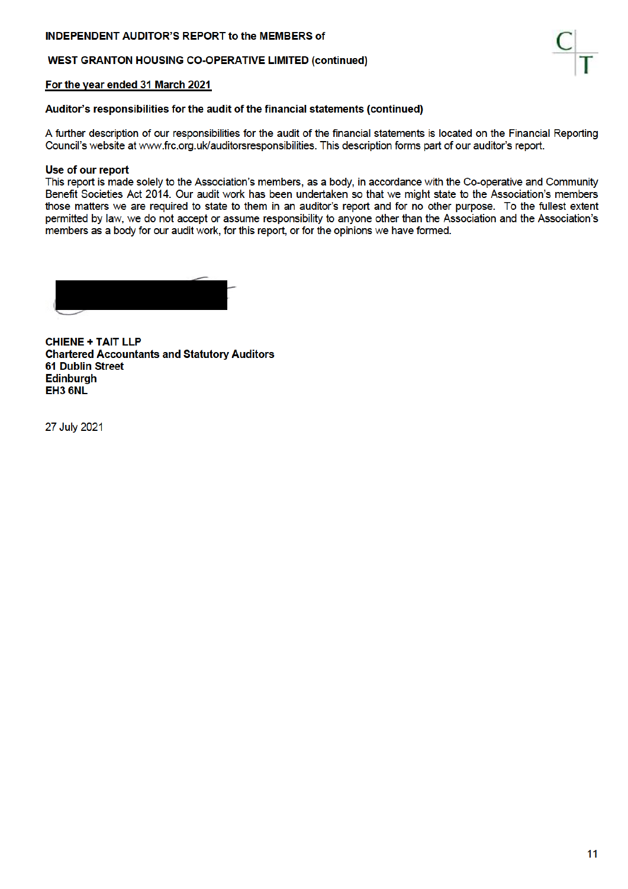**INDEPENDENT AUDITOR'S REPORT to the MEMBERS of**

**WEST GRANTON HOUSING CO-OPERATIVE LIMITED (continued)**

**For the year ended 31 March 2021**

**Auditor's responsibilities for the audit of the financial statements (continued)**

A further description of our responsibilities for the audit of the financial statements is located on the Financial Reporting Council's website at www.frc.org.uk/auditorsresponsibilities. This description forms part of our auditor's report.

**Use of our report**

This report is made solely to the Association's members, as a body, in accordance with the Co-operative and Community Benefit Societies Act 2014. Our audit work has been undertaken so that we might state to the Association's members those matters we are required to state to them in an auditor's report and for no other purpose. To the fullest extent permitted by law, we do not accept or assume responsibility to anyone other than the Association and the Association's members as a body for our audit work, for this report, or for the opinions we have formed.

**CHIENE + TAIT LLP**
**Chartered Accountants and Statutory Auditors**
**61 Dublin Street**
**Edinburgh**
**EH3 6NL**

27 July 2021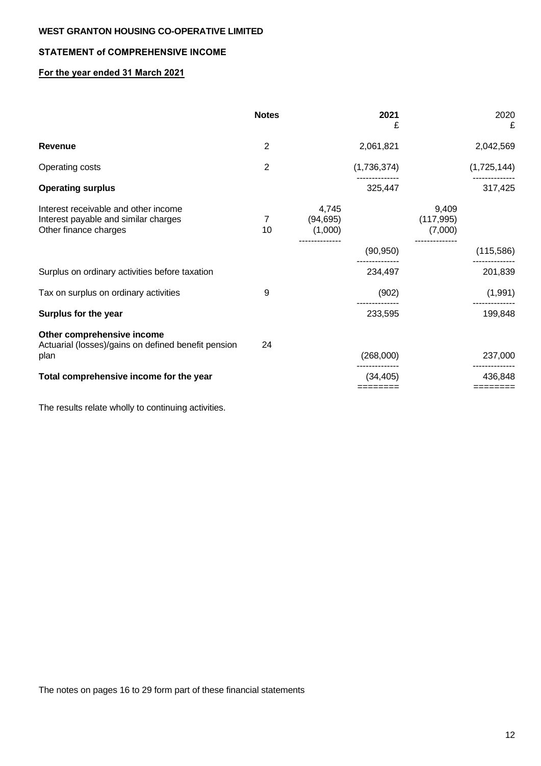**WEST GRANTON HOUSING CO-OPERATIVE LIMITED**

**STATEMENT of COMPREHENSIVE INCOME**

**For the year ended 31 March 2021**

| | Notes | | 2021 £ | | 2020 £ |
|---|---|---|---|---|---|
| **Revenue** | 2 | | 2,061,821 | | 2,042,569 |
| Operating costs | 2 | | (1,736,374) | | (1,725,144) |
| **Operating surplus** | | | 325,447 | | 317,425 |
| Interest receivable and other income | | 4,745 | | 9,409 | |
| Interest payable and similar charges | 7 | (94,695) | | (117,995) | |
| Other finance charges | 10 | (1,000) | | (7,000) | |
| | | | (90,950) | | (115,586) |
| Surplus on ordinary activities before taxation | | | 234,497 | | 201,839 |
| Tax on surplus on ordinary activities | 9 | | (902) | | (1,991) |
| **Surplus for the year** | | | 233,595 | | 199,848 |
| **Other comprehensive income** | | | | | |
| Actuarial (losses)/gains on defined benefit pension plan | 24 | | (268,000) | | 237,000 |
| **Total comprehensive income for the year** | | | (34,405) | | 436,848 |

The results relate wholly to continuing activities.

The notes on pages 16 to 29 form part of these financial statements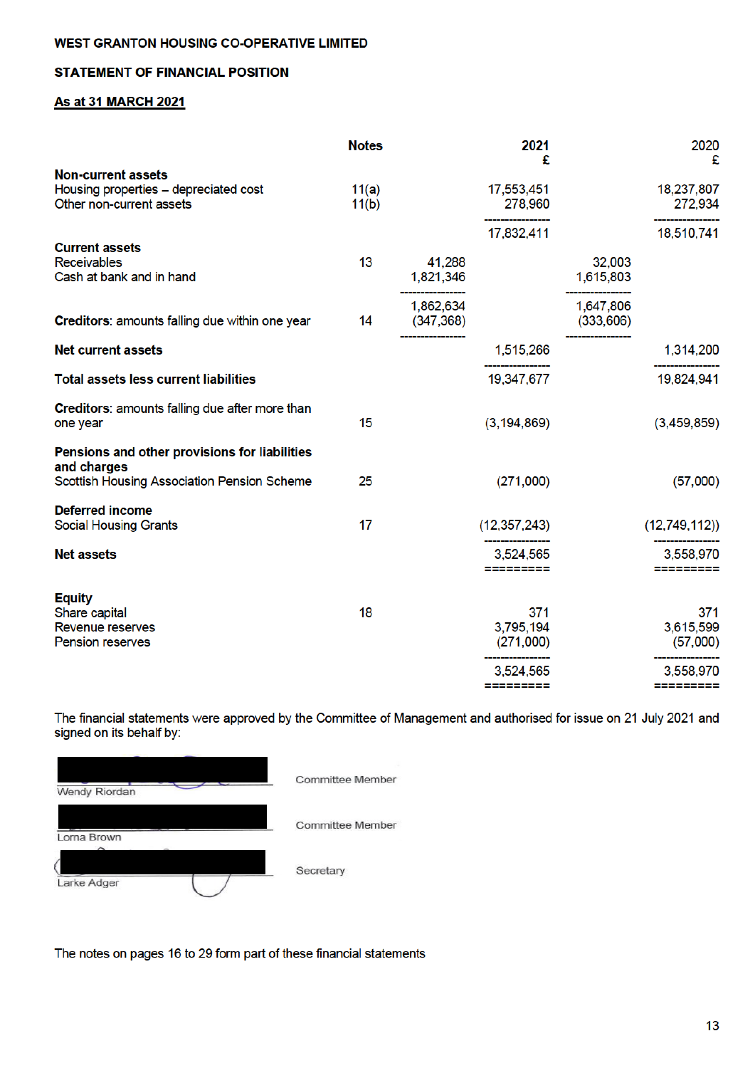**WEST GRANTON HOUSING CO-OPERATIVE LIMITED**

**STATEMENT OF FINANCIAL POSITION**

**As at 31 MARCH 2021**

| | Notes | | 2021 £ | | 2020 £ |
|---|---|---|---|---|---|
| **Non-current assets** | | | | | |
| Housing properties – depreciated cost | 11(a) | | 17,553,451 | | 18,237,807 |
| Other non-current assets | 11(b) | | 278,960 | | 272,934 |
| | | | 17,832,411 | | 18,510,741 |
| **Current assets** | | | | | |
| Receivables | 13 | 41,288 | | 32,003 | |
| Cash at bank and in hand | | 1,821,346 | | 1,615,803 | |
| | | 1,862,634 | | 1,647,806 | |
| **Creditors**: amounts falling due within one year | 14 | (347,368) | | (333,606) | |
| **Net current assets** | | | 1,515,266 | | 1,314,200 |
| **Total assets less current liabilities** | | | 19,347,677 | | 19,824,941 |
| **Creditors**: amounts falling due after more than one year | 15 | | (3,194,869) | | (3,459,859) |
| **Pensions and other provisions for liabilities and charges** | | | | | |
| Scottish Housing Association Pension Scheme | 25 | | (271,000) | | (57,000) |
| **Deferred income** | | | | | |
| Social Housing Grants | 17 | | (12,357,243) | | (12,749,112)) |
| **Net assets** | | | 3,524,565 | | 3,558,970 |
| **Equity** | | | | | |
| Share capital | 18 | | 371 | | 371 |
| Revenue reserves | | | 3,795,194 | | 3,615,599 |
| Pension reserves | | | (271,000) | | (57,000) |
| | | | 3,524,565 | | 3,558,970 |

The financial statements were approved by the Committee of Management and authorised for issue on 21 July 2021 and signed on its behalf by:

Wendy Riordan — Committee Member

Lorna Brown — Committee Member

Larke Adger — Secretary

The notes on pages 16 to 29 form part of these financial statements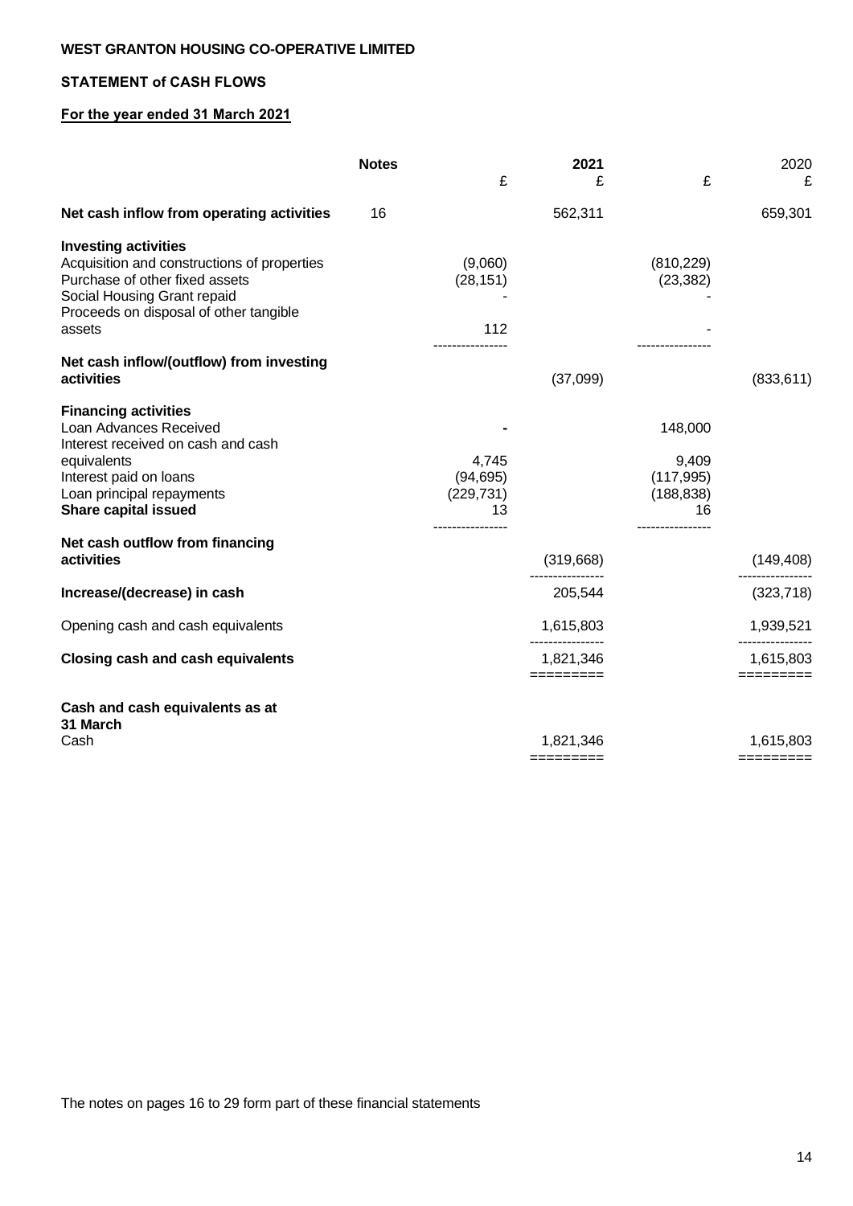**WEST GRANTON HOUSING CO-OPERATIVE LIMITED**

**STATEMENT of CASH FLOWS**

**For the year ended 31 March 2021**

| | **Notes** | £ | **2021** £ | £ | 2020 £ |
|---|---|---|---|---|---|
| **Net cash inflow from operating activities** | 16 | | 562,311 | | 659,301 |
| **Investing activities** | | | | | |
| Acquisition and constructions of properties | | (9,060) | | (810,229) | |
| Purchase of other fixed assets | | (28,151) | | (23,382) | |
| Social Housing Grant repaid | | - | | - | |
| Proceeds on disposal of other tangible assets | | 112 | | - | |
| **Net cash inflow/(outflow) from investing activities** | | | (37,099) | | (833,611) |
| **Financing activities** | | | | | |
| Loan Advances Received | | **-** | | 148,000 | |
| Interest received on cash and cash equivalents | | 4,745 | | 9,409 | |
| Interest paid on loans | | (94,695) | | (117,995) | |
| Loan principal repayments | | (229,731) | | (188,838) | |
| **Share capital issued** | | 13 | | 16 | |
| **Net cash outflow from financing activities** | | | (319,668) | | (149,408) |
| **Increase/(decrease) in cash** | | | 205,544 | | (323,718) |
| Opening cash and cash equivalents | | | 1,615,803 | | 1,939,521 |
| **Closing cash and cash equivalents** | | | 1,821,346 | | 1,615,803 |
| **Cash and cash equivalents as at 31 March** | | | | | |
| Cash | | | 1,821,346 | | 1,615,803 |

The notes on pages 16 to 29 form part of these financial statements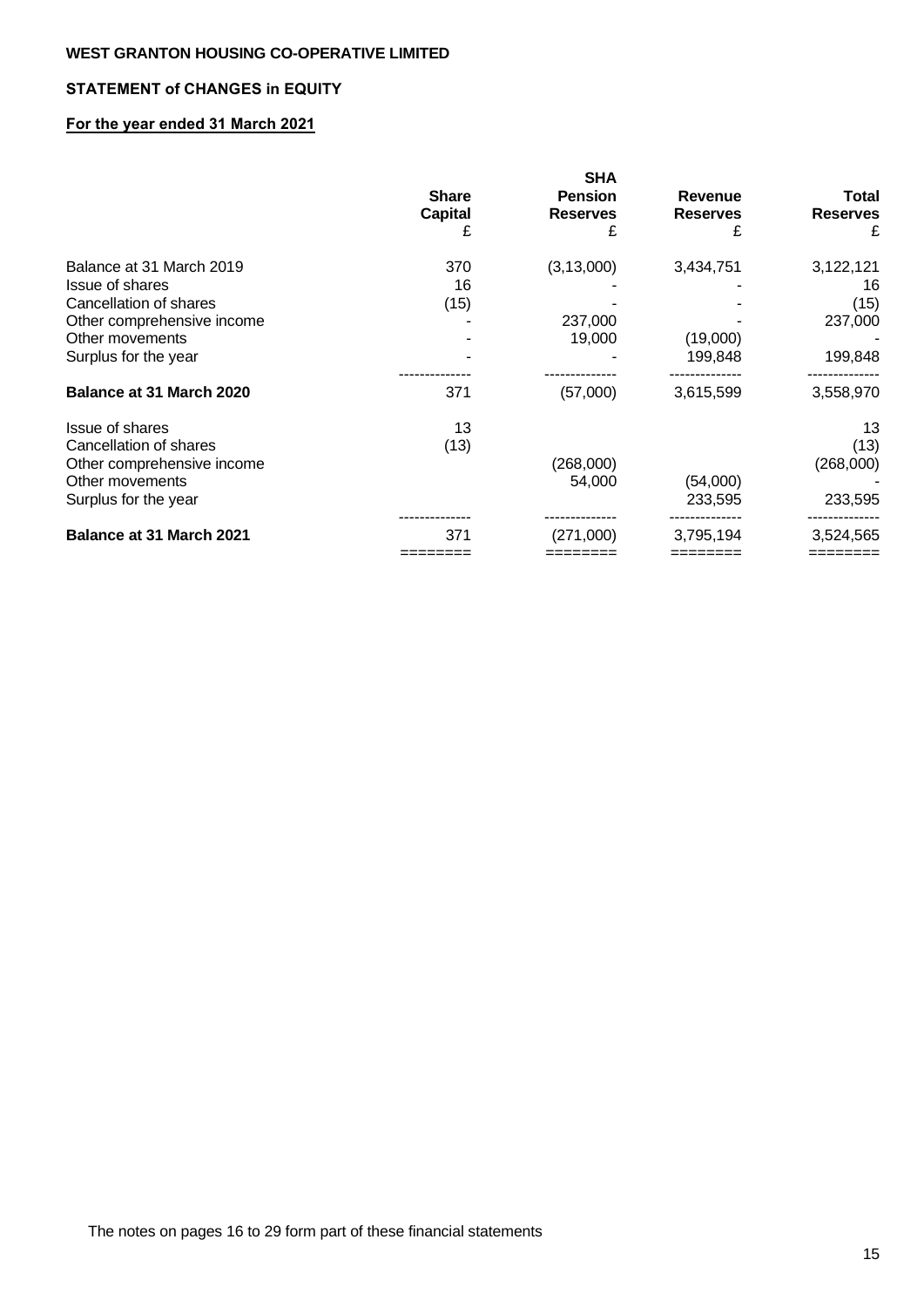**WEST GRANTON HOUSING CO-OPERATIVE LIMITED**

**STATEMENT of CHANGES in EQUITY**

**For the year ended 31 March 2021**

| | Share Capital £ | SHA Pension Reserves £ | Revenue Reserves £ | Total Reserves £ |
|---|---|---|---|---|
| Balance at 31 March 2019 | 370 | (3,13,000) | 3,434,751 | 3,122,121 |
| Issue of shares | 16 | - | - | 16 |
| Cancellation of shares | (15) | - | - | (15) |
| Other comprehensive income | - | 237,000 | - | 237,000 |
| Other movements | - | 19,000 | (19,000) | - |
| Surplus for the year | - | - | 199,848 | 199,848 |
| **Balance at 31 March 2020** | 371 | (57,000) | 3,615,599 | 3,558,970 |
| Issue of shares | 13 | | | 13 |
| Cancellation of shares | (13) | | | (13) |
| Other comprehensive income | | (268,000) | | (268,000) |
| Other movements | | 54,000 | (54,000) | - |
| Surplus for the year | | | 233,595 | 233,595 |
| **Balance at 31 March 2021** | 371 | (271,000) | 3,795,194 | 3,524,565 |

The notes on pages 16 to 29 form part of these financial statements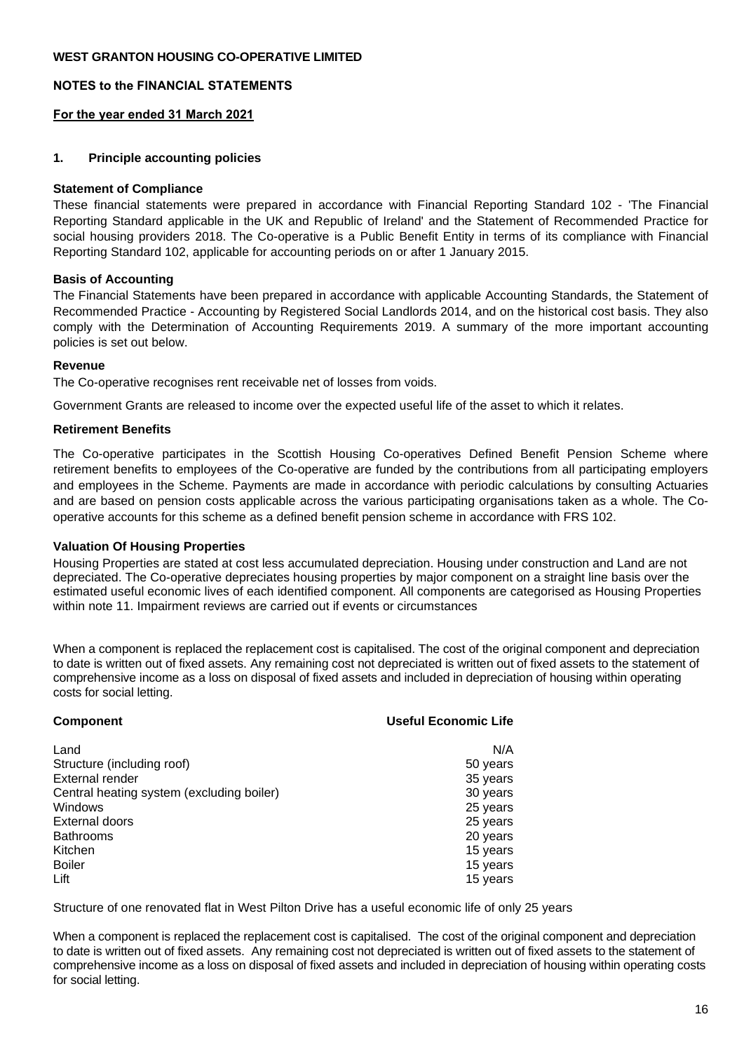**WEST GRANTON HOUSING CO-OPERATIVE LIMITED**

**NOTES to the FINANCIAL STATEMENTS**

**For the year ended 31 March 2021**

## 1. Principle accounting policies

### Statement of Compliance

These financial statements were prepared in accordance with Financial Reporting Standard 102 - 'The Financial Reporting Standard applicable in the UK and Republic of Ireland' and the Statement of Recommended Practice for social housing providers 2018. The Co-operative is a Public Benefit Entity in terms of its compliance with Financial Reporting Standard 102, applicable for accounting periods on or after 1 January 2015.

### Basis of Accounting

The Financial Statements have been prepared in accordance with applicable Accounting Standards, the Statement of Recommended Practice - Accounting by Registered Social Landlords 2014, and on the historical cost basis. They also comply with the Determination of Accounting Requirements 2019. A summary of the more important accounting policies is set out below.

### Revenue

The Co-operative recognises rent receivable net of losses from voids.

Government Grants are released to income over the expected useful life of the asset to which it relates.

### Retirement Benefits

The Co-operative participates in the Scottish Housing Co-operatives Defined Benefit Pension Scheme where retirement benefits to employees of the Co-operative are funded by the contributions from all participating employers and employees in the Scheme. Payments are made in accordance with periodic calculations by consulting Actuaries and are based on pension costs applicable across the various participating organisations taken as a whole. The Co-operative accounts for this scheme as a defined benefit pension scheme in accordance with FRS 102.

### Valuation Of Housing Properties

Housing Properties are stated at cost less accumulated depreciation. Housing under construction and Land are not depreciated. The Co-operative depreciates housing properties by major component on a straight line basis over the estimated useful economic lives of each identified component. All components are categorised as Housing Properties within note 11. Impairment reviews are carried out if events or circumstances

When a component is replaced the replacement cost is capitalised. The cost of the original component and depreciation to date is written out of fixed assets. Any remaining cost not depreciated is written out of fixed assets to the statement of comprehensive income as a loss on disposal of fixed assets and included in depreciation of housing within operating costs for social letting.

| Component | Useful Economic Life |
|---|---|
| Land | N/A |
| Structure (including roof) | 50 years |
| External render | 35 years |
| Central heating system (excluding boiler) | 30 years |
| Windows | 25 years |
| External doors | 25 years |
| Bathrooms | 20 years |
| Kitchen | 15 years |
| Boiler | 15 years |
| Lift | 15 years |

Structure of one renovated flat in West Pilton Drive has a useful economic life of only 25 years

When a component is replaced the replacement cost is capitalised. The cost of the original component and depreciation to date is written out of fixed assets. Any remaining cost not depreciated is written out of fixed assets to the statement of comprehensive income as a loss on disposal of fixed assets and included in depreciation of housing within operating costs for social letting.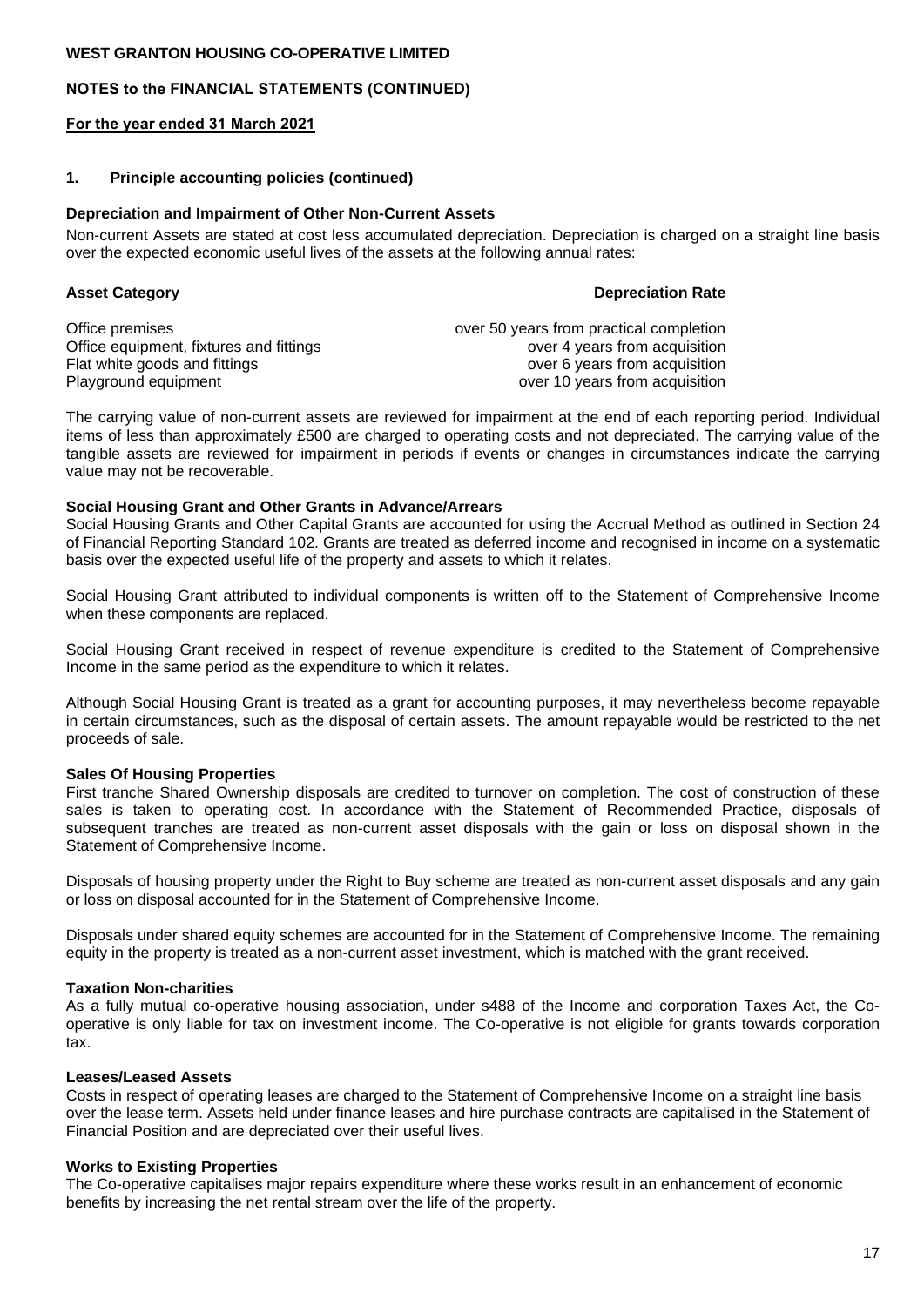**WEST GRANTON HOUSING CO-OPERATIVE LIMITED**

**NOTES to the FINANCIAL STATEMENTS (CONTINUED)**

**For the year ended 31 March 2021**

## 1. Principle accounting policies (continued)

### Depreciation and Impairment of Other Non-Current Assets

Non-current Assets are stated at cost less accumulated depreciation. Depreciation is charged on a straight line basis over the expected economic useful lives of the assets at the following annual rates:

| Asset Category | Depreciation Rate |
|---|---|
| Office premises | over 50 years from practical completion |
| Office equipment, fixtures and fittings | over 4 years from acquisition |
| Flat white goods and fittings | over 6 years from acquisition |
| Playground equipment | over 10 years from acquisition |

The carrying value of non-current assets are reviewed for impairment at the end of each reporting period. Individual items of less than approximately £500 are charged to operating costs and not depreciated. The carrying value of the tangible assets are reviewed for impairment in periods if events or changes in circumstances indicate the carrying value may not be recoverable.

### Social Housing Grant and Other Grants in Advance/Arrears

Social Housing Grants and Other Capital Grants are accounted for using the Accrual Method as outlined in Section 24 of Financial Reporting Standard 102. Grants are treated as deferred income and recognised in income on a systematic basis over the expected useful life of the property and assets to which it relates.

Social Housing Grant attributed to individual components is written off to the Statement of Comprehensive Income when these components are replaced.

Social Housing Grant received in respect of revenue expenditure is credited to the Statement of Comprehensive Income in the same period as the expenditure to which it relates.

Although Social Housing Grant is treated as a grant for accounting purposes, it may nevertheless become repayable in certain circumstances, such as the disposal of certain assets. The amount repayable would be restricted to the net proceeds of sale.

### Sales Of Housing Properties

First tranche Shared Ownership disposals are credited to turnover on completion. The cost of construction of these sales is taken to operating cost. In accordance with the Statement of Recommended Practice, disposals of subsequent tranches are treated as non-current asset disposals with the gain or loss on disposal shown in the Statement of Comprehensive Income.

Disposals of housing property under the Right to Buy scheme are treated as non-current asset disposals and any gain or loss on disposal accounted for in the Statement of Comprehensive Income.

Disposals under shared equity schemes are accounted for in the Statement of Comprehensive Income. The remaining equity in the property is treated as a non-current asset investment, which is matched with the grant received.

### Taxation Non-charities

As a fully mutual co-operative housing association, under s488 of the Income and corporation Taxes Act, the Co-operative is only liable for tax on investment income. The Co-operative is not eligible for grants towards corporation tax.

### Leases/Leased Assets

Costs in respect of operating leases are charged to the Statement of Comprehensive Income on a straight line basis over the lease term. Assets held under finance leases and hire purchase contracts are capitalised in the Statement of Financial Position and are depreciated over their useful lives.

### Works to Existing Properties

The Co-operative capitalises major repairs expenditure where these works result in an enhancement of economic benefits by increasing the net rental stream over the life of the property.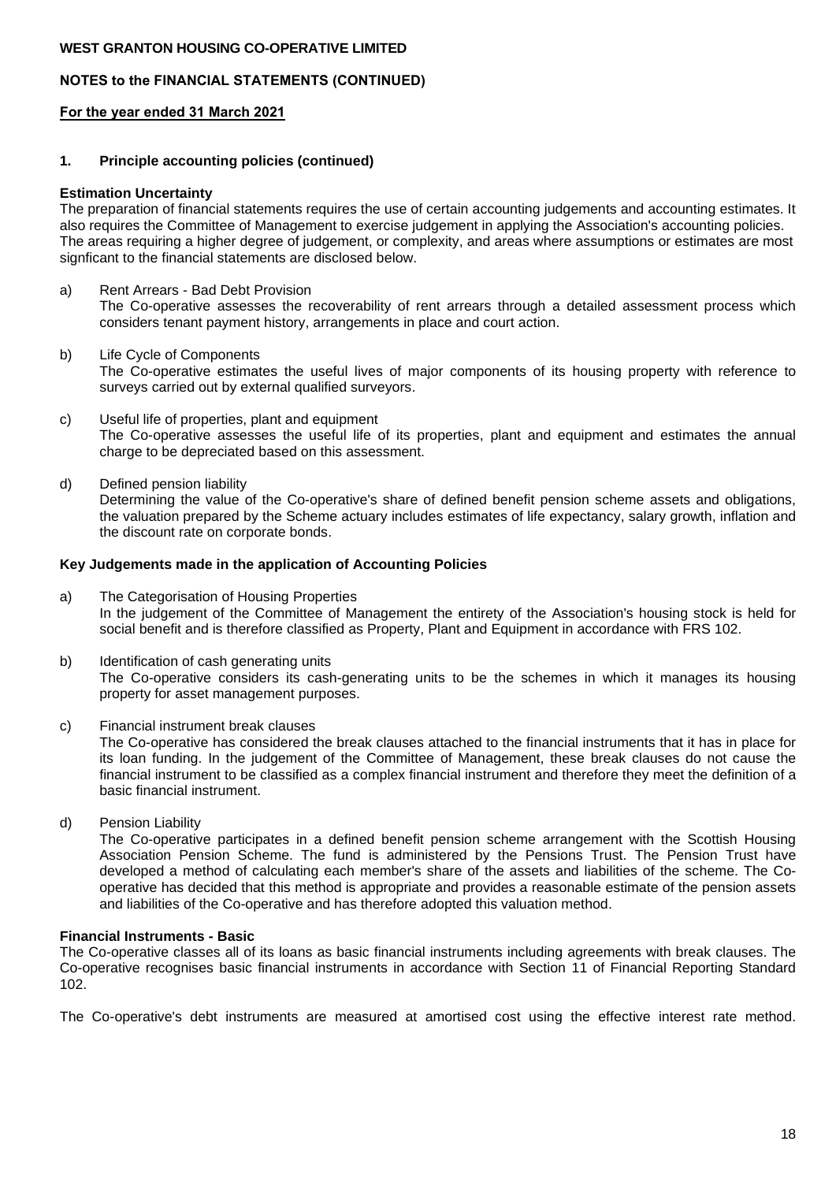**WEST GRANTON HOUSING CO-OPERATIVE LIMITED**

**NOTES to the FINANCIAL STATEMENTS (CONTINUED)**

**For the year ended 31 March 2021**

**1. Principle accounting policies (continued)**

**Estimation Uncertainty**

The preparation of financial statements requires the use of certain accounting judgements and accounting estimates. It also requires the Committee of Management to exercise judgement in applying the Association's accounting policies. The areas requiring a higher degree of judgement, or complexity, and areas where assumptions or estimates are most signficant to the financial statements are disclosed below.

a) Rent Arrears - Bad Debt Provision
The Co-operative assesses the recoverability of rent arrears through a detailed assessment process which considers tenant payment history, arrangements in place and court action.

b) Life Cycle of Components
The Co-operative estimates the useful lives of major components of its housing property with reference to surveys carried out by external qualified surveyors.

c) Useful life of properties, plant and equipment
The Co-operative assesses the useful life of its properties, plant and equipment and estimates the annual charge to be depreciated based on this assessment.

d) Defined pension liability
Determining the value of the Co-operative's share of defined benefit pension scheme assets and obligations, the valuation prepared by the Scheme actuary includes estimates of life expectancy, salary growth, inflation and the discount rate on corporate bonds.

**Key Judgements made in the application of Accounting Policies**

a) The Categorisation of Housing Properties
In the judgement of the Committee of Management the entirety of the Association's housing stock is held for social benefit and is therefore classified as Property, Plant and Equipment in accordance with FRS 102.

b) Identification of cash generating units
The Co-operative considers its cash-generating units to be the schemes in which it manages its housing property for asset management purposes.

c) Financial instrument break clauses
The Co-operative has considered the break clauses attached to the financial instruments that it has in place for its loan funding. In the judgement of the Committee of Management, these break clauses do not cause the financial instrument to be classified as a complex financial instrument and therefore they meet the definition of a basic financial instrument.

d) Pension Liability
The Co-operative participates in a defined benefit pension scheme arrangement with the Scottish Housing Association Pension Scheme. The fund is administered by the Pensions Trust. The Pension Trust have developed a method of calculating each member's share of the assets and liabilities of the scheme. The Co-operative has decided that this method is appropriate and provides a reasonable estimate of the pension assets and liabilities of the Co-operative and has therefore adopted this valuation method.

**Financial Instruments - Basic**

The Co-operative classes all of its loans as basic financial instruments including agreements with break clauses. The Co-operative recognises basic financial instruments in accordance with Section 11 of Financial Reporting Standard 102.

The Co-operative's debt instruments are measured at amortised cost using the effective interest rate method.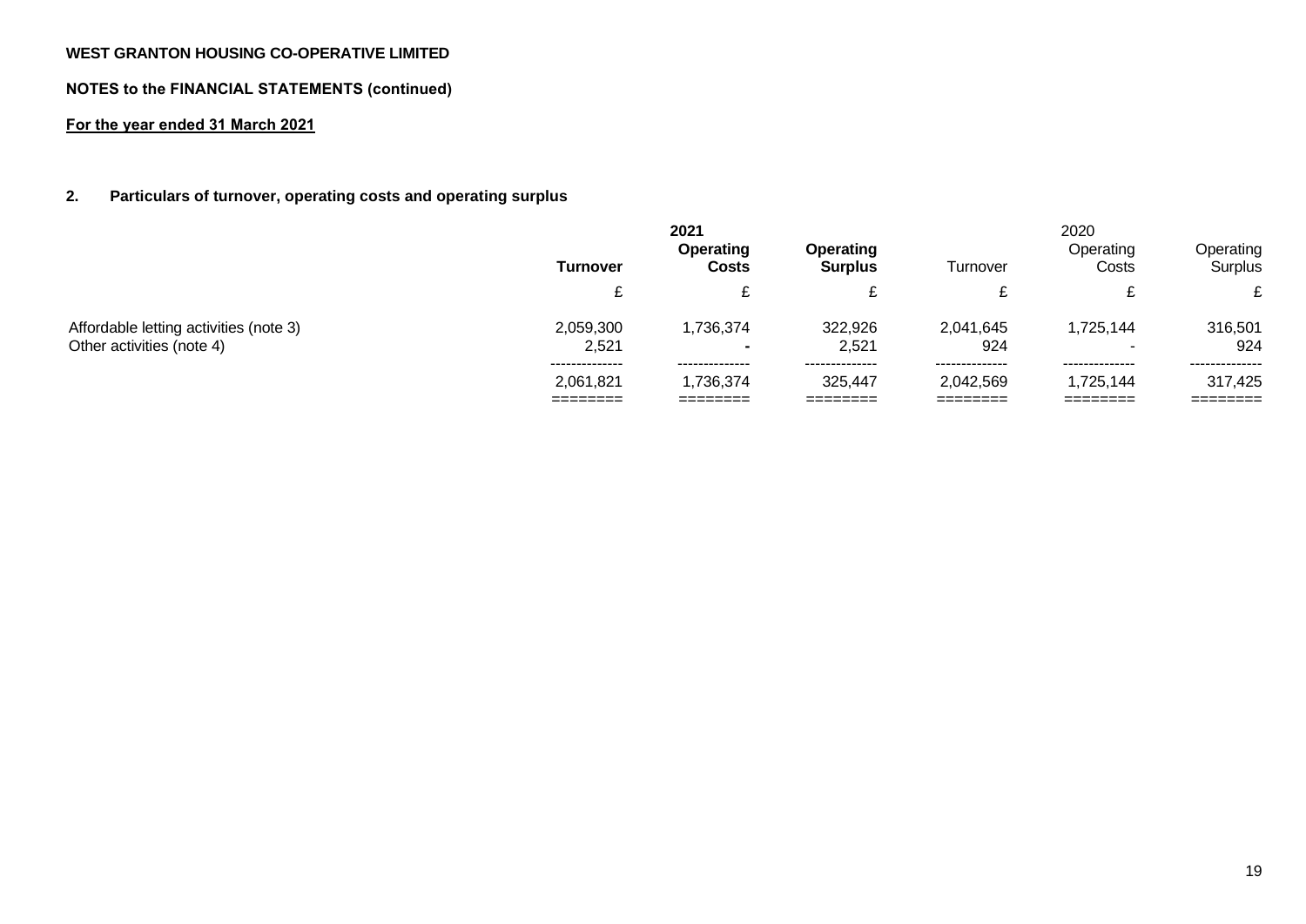**WEST GRANTON HOUSING CO-OPERATIVE LIMITED**

**NOTES to the FINANCIAL STATEMENTS (continued)**

**For the year ended 31 March 2021**

## 2. Particulars of turnover, operating costs and operating surplus

| | **2021** | | | 2020 | | |
|---|---|---|---|---|---|---|
| | **Turnover** | **Operating Costs** | **Operating Surplus** | Turnover | Operating Costs | Operating Surplus |
| | £ | £ | £ | £ | £ | £ |
| Affordable letting activities (note 3) | 2,059,300 | 1,736,374 | 322,926 | 2,041,645 | 1,725,144 | 316,501 |
| Other activities (note 4) | 2,521 | - | 2,521 | 924 | - | 924 |
| | 2,061,821 | 1,736,374 | 325,447 | 2,042,569 | 1,725,144 | 317,425 |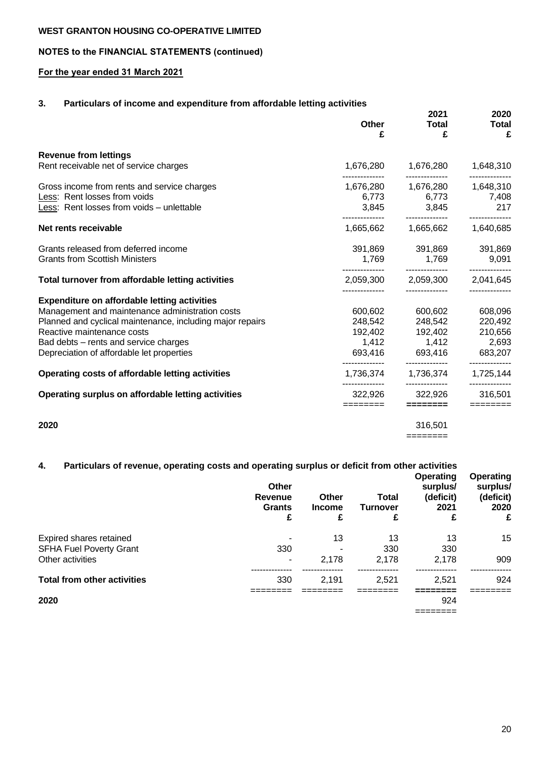**WEST GRANTON HOUSING CO-OPERATIVE LIMITED**

**NOTES to the FINANCIAL STATEMENTS (continued)**

**For the year ended 31 March 2021**

### 3. Particulars of income and expenditure from affordable letting activities

| | Other £ | 2021 Total £ | 2020 Total £ |
|---|---|---|---|
| **Revenue from lettings** | | | |
| Rent receivable net of service charges | 1,676,280 | 1,676,280 | 1,648,310 |
| Gross income from rents and service charges | 1,676,280 | 1,676,280 | 1,648,310 |
| Less: Rent losses from voids | 6,773 | 6,773 | 7,408 |
| Less: Rent losses from voids – unlettable | 3,845 | 3,845 | 217 |
| **Net rents receivable** | 1,665,662 | 1,665,662 | 1,640,685 |
| Grants released from deferred income | 391,869 | 391,869 | 391,869 |
| Grants from Scottish Ministers | 1,769 | 1,769 | 9,091 |
| **Total turnover from affordable letting activities** | 2,059,300 | 2,059,300 | 2,041,645 |
| **Expenditure on affordable letting activities** | | | |
| Management and maintenance administration costs | 600,602 | 600,602 | 608,096 |
| Planned and cyclical maintenance, including major repairs | 248,542 | 248,542 | 220,492 |
| Reactive maintenance costs | 192,402 | 192,402 | 210,656 |
| Bad debts – rents and service charges | 1,412 | 1,412 | 2,693 |
| Depreciation of affordable let properties | 693,416 | 693,416 | 683,207 |
| **Operating costs of affordable letting activities** | 1,736,374 | 1,736,374 | 1,725,144 |
| **Operating surplus on affordable letting activities** | 322,926 | 322,926 | 316,501 |
| **2020** | | 316,501 | |

### 4. Particulars of revenue, operating costs and operating surplus or deficit from other activities

| | Other Revenue Grants £ | Other Income £ | Total Turnover £ | Operating surplus/ (deficit) 2021 £ | Operating surplus/ (deficit) 2020 £ |
|---|---|---|---|---|---|
| Expired shares retained | - | 13 | 13 | 13 | 15 |
| SFHA Fuel Poverty Grant | 330 | - | 330 | 330 | |
| Other activities | - | 2,178 | 2,178 | 2,178 | 909 |
| **Total from other activities** | 330 | 2,191 | 2,521 | 2,521 | 924 |
| **2020** | | | | 924 | |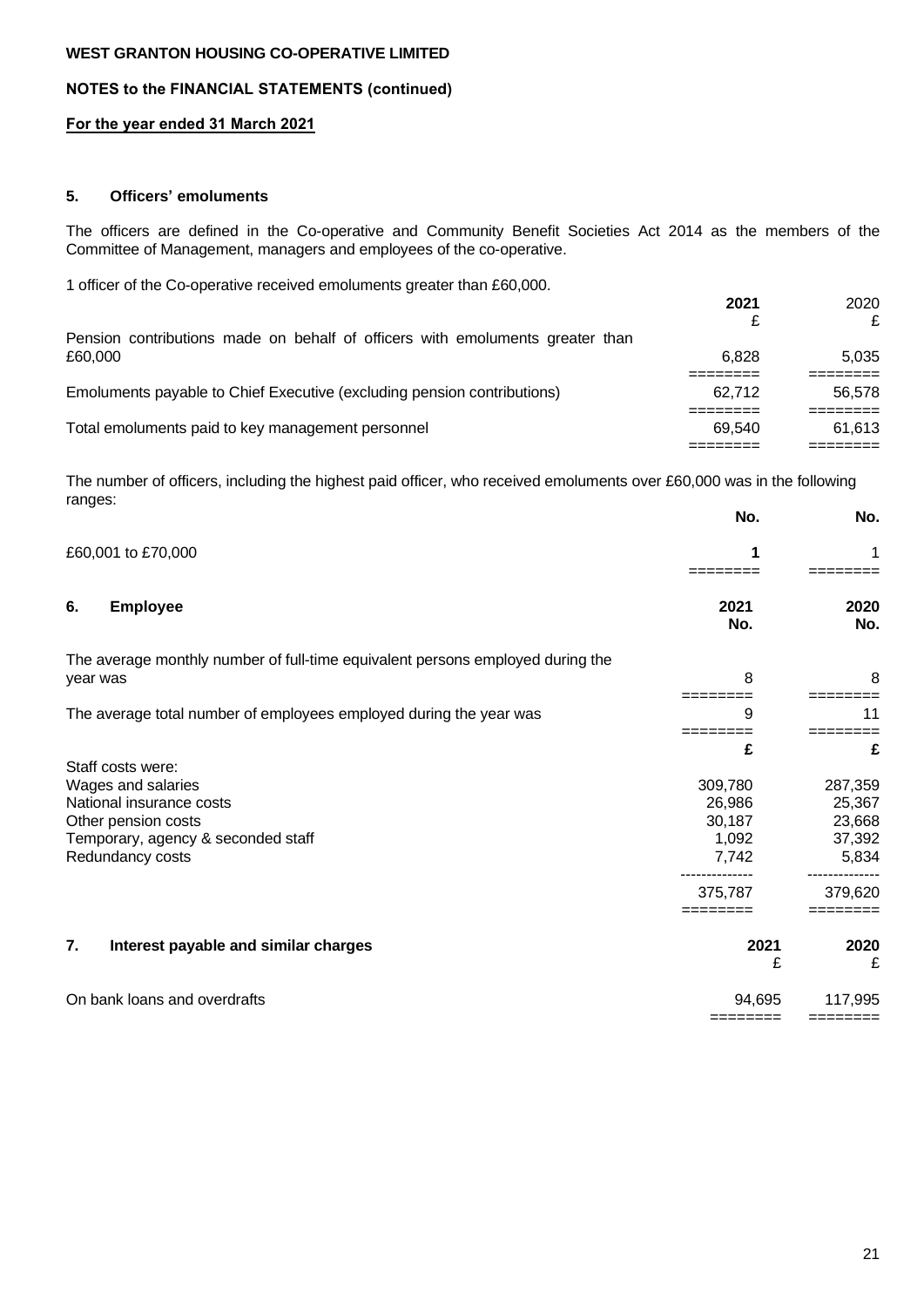**WEST GRANTON HOUSING CO-OPERATIVE LIMITED**

**NOTES to the FINANCIAL STATEMENTS (continued)**

**For the year ended 31 March 2021**

### 5. Officers' emoluments

The officers are defined in the Co-operative and Community Benefit Societies Act 2014 as the members of the Committee of Management, managers and employees of the co-operative.

1 officer of the Co-operative received emoluments greater than £60,000.

| | 2021 £ | 2020 £ |
|---|---|---|
| Pension contributions made on behalf of officers with emoluments greater than £60,000 | 6,828 | 5,035 |
| Emoluments payable to Chief Executive (excluding pension contributions) | 62,712 | 56,578 |
| Total emoluments paid to key management personnel | 69,540 | 61,613 |

The number of officers, including the highest paid officer, who received emoluments over £60,000 was in the following ranges:

| | No. | No. |
|---|---|---|
| £60,001 to £70,000 | 1 | 1 |

### 6. Employee

| | 2021 No. | 2020 No. |
|---|---|---|
| The average monthly number of full-time equivalent persons employed during the year was | 8 | 8 |
| The average total number of employees employed during the year was | 9 | 11 |
| | **£** | **£** |
| Staff costs were: | | |
| Wages and salaries | 309,780 | 287,359 |
| National insurance costs | 26,986 | 25,367 |
| Other pension costs | 30,187 | 23,668 |
| Temporary, agency & seconded staff | 1,092 | 37,392 |
| Redundancy costs | 7,742 | 5,834 |
| | 375,787 | 379,620 |

### 7. Interest payable and similar charges

| | 2021 £ | 2020 £ |
|---|---|---|
| On bank loans and overdrafts | 94,695 | 117,995 |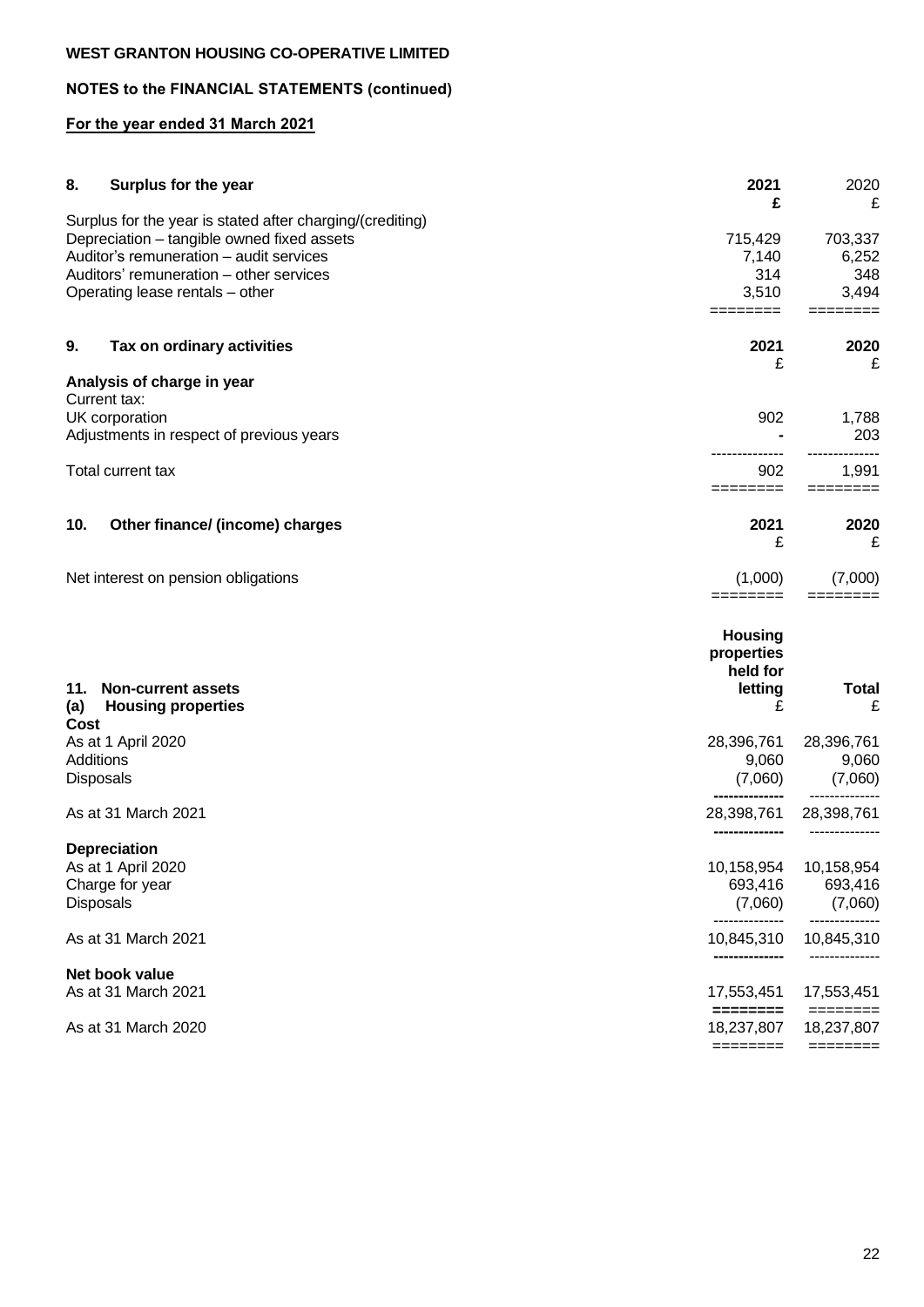**WEST GRANTON HOUSING CO-OPERATIVE LIMITED**

**NOTES to the FINANCIAL STATEMENTS (continued)**

**For the year ended 31 March 2021**

| **8. Surplus for the year** | **2021** | 2020 |
|---|---|---|
| | **£** | £ |
| Surplus for the year is stated after charging/(crediting) | | |
| Depreciation – tangible owned fixed assets | 715,429 | 703,337 |
| Auditor's remuneration – audit services | 7,140 | 6,252 |
| Auditors' remuneration – other services | 314 | 348 |
| Operating lease rentals – other | 3,510 | 3,494 |

| **9. Tax on ordinary activities** | **2021** | **2020** |
|---|---|---|
| | £ | £ |
| **Analysis of charge in year** | | |
| Current tax: | | |
| UK corporation | 902 | 1,788 |
| Adjustments in respect of previous years | - | 203 |
| Total current tax | 902 | 1,991 |

| **10. Other finance/ (income) charges** | **2021** | **2020** |
|---|---|---|
| | £ | £ |
| Net interest on pension obligations | (1,000) | (7,000) |

| **11. Non-current assets** **(a) Housing properties** | **Housing properties held for letting** £ | **Total** £ |
|---|---|---|
| **Cost** | | |
| As at 1 April 2020 | 28,396,761 | 28,396,761 |
| Additions | 9,060 | 9,060 |
| Disposals | (7,060) | (7,060) |
| As at 31 March 2021 | 28,398,761 | 28,398,761 |
| **Depreciation** | | |
| As at 1 April 2020 | 10,158,954 | 10,158,954 |
| Charge for year | 693,416 | 693,416 |
| Disposals | (7,060) | (7,060) |
| As at 31 March 2021 | 10,845,310 | 10,845,310 |
| **Net book value** | | |
| As at 31 March 2021 | 17,553,451 | 17,553,451 |
| As at 31 March 2020 | 18,237,807 | 18,237,807 |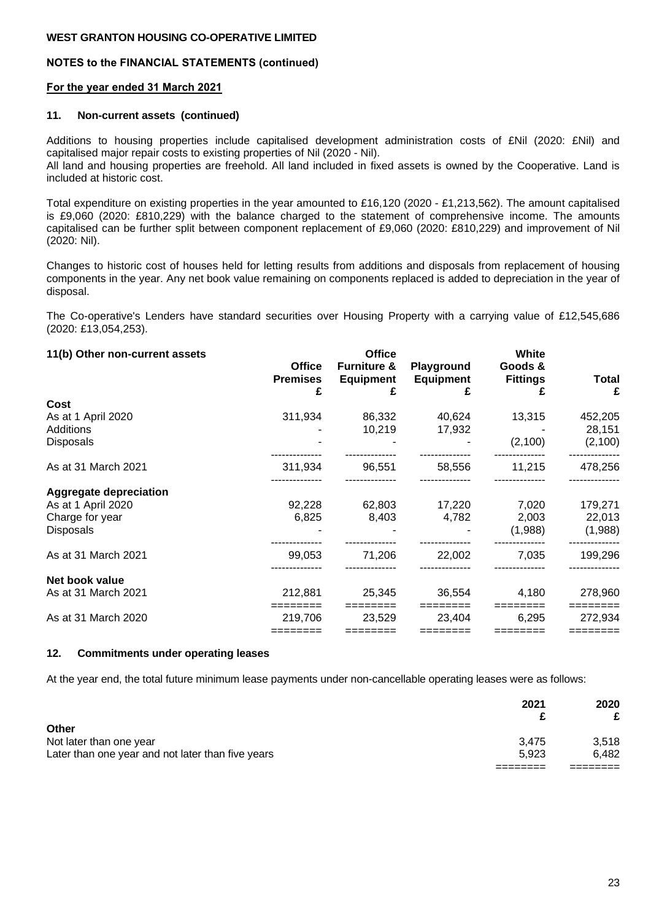**WEST GRANTON HOUSING CO-OPERATIVE LIMITED**

**NOTES to the FINANCIAL STATEMENTS (continued)**

**For the year ended 31 March 2021**

### 11. Non-current assets (continued)

Additions to housing properties include capitalised development administration costs of £Nil (2020: £Nil) and capitalised major repair costs to existing properties of Nil (2020 - Nil).
All land and housing properties are freehold. All land included in fixed assets is owned by the Cooperative. Land is included at historic cost.

Total expenditure on existing properties in the year amounted to £16,120 (2020 - £1,213,562). The amount capitalised is £9,060 (2020: £810,229) with the balance charged to the statement of comprehensive income. The amounts capitalised can be further split between component replacement of £9,060 (2020: £810,229) and improvement of Nil (2020: Nil).

Changes to historic cost of houses held for letting results from additions and disposals from replacement of housing components in the year. Any net book value remaining on components replaced is added to depreciation in the year of disposal.

The Co-operative's Lenders have standard securities over Housing Property with a carrying value of £12,545,686 (2020: £13,054,253).

### 11(b) Other non-current assets

| | Office Premises £ | Office Furniture & Equipment £ | Playground Equipment £ | White Goods & Fittings £ | Total £ |
|---|---|---|---|---|---|
| **Cost** | | | | | |
| As at 1 April 2020 | 311,934 | 86,332 | 40,624 | 13,315 | 452,205 |
| Additions | - | 10,219 | 17,932 | - | 28,151 |
| Disposals | - | - | - | (2,100) | (2,100) |
| As at 31 March 2021 | 311,934 | 96,551 | 58,556 | 11,215 | 478,256 |
| **Aggregate depreciation** | | | | | |
| As at 1 April 2020 | 92,228 | 62,803 | 17,220 | 7,020 | 179,271 |
| Charge for year | 6,825 | 8,403 | 4,782 | 2,003 | 22,013 |
| Disposals | - | - | - | (1,988) | (1,988) |
| As at 31 March 2021 | 99,053 | 71,206 | 22,002 | 7,035 | 199,296 |
| **Net book value** | | | | | |
| As at 31 March 2021 | 212,881 | 25,345 | 36,554 | 4,180 | 278,960 |
| As at 31 March 2020 | 219,706 | 23,529 | 23,404 | 6,295 | 272,934 |

### 12. Commitments under operating leases

At the year end, the total future minimum lease payments under non-cancellable operating leases were as follows:

| | 2021 £ | 2020 £ |
|---|---|---|
| **Other** | | |
| Not later than one year | 3,475 | 3,518 |
| Later than one year and not later than five years | 5,923 | 6,482 |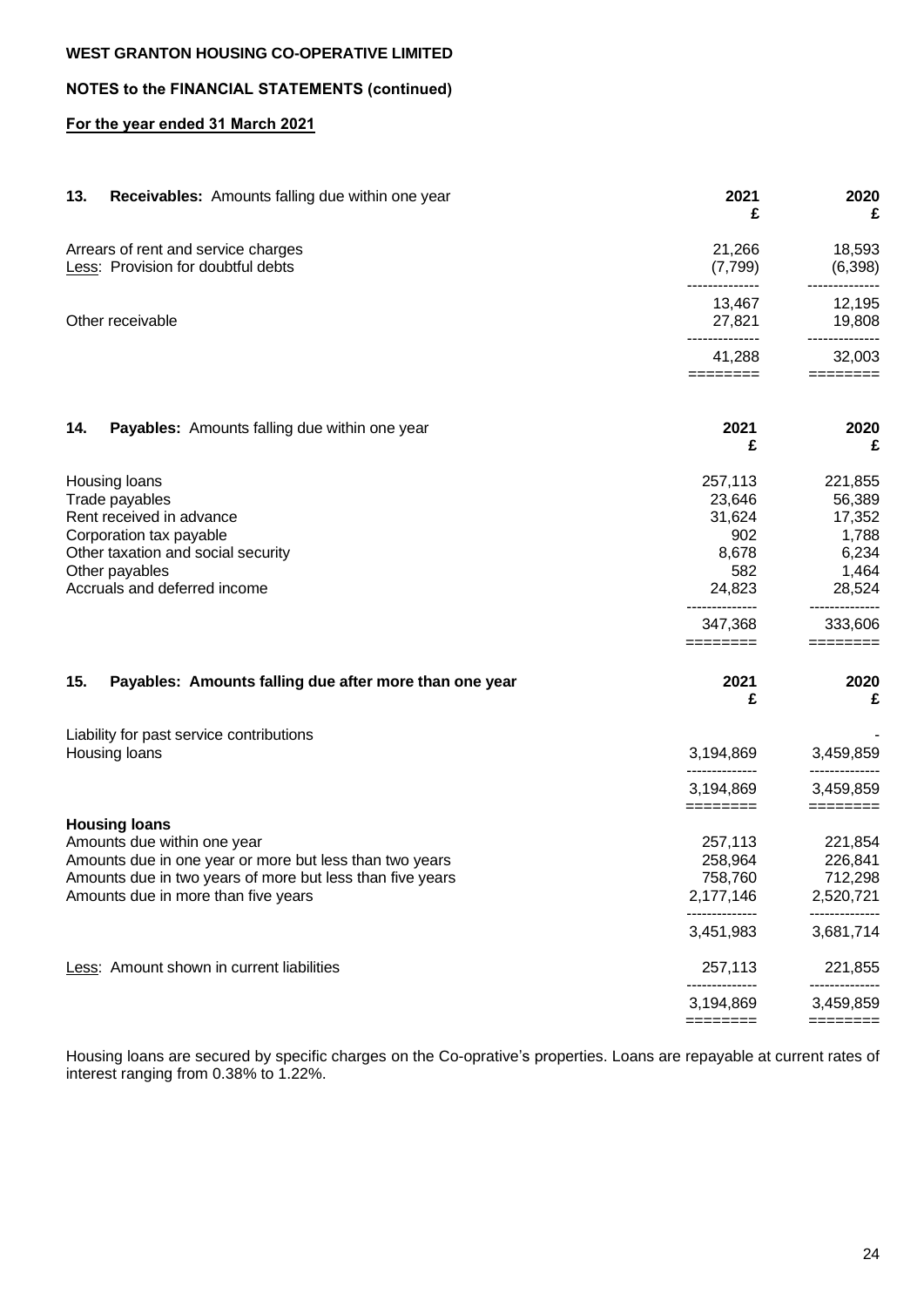**WEST GRANTON HOUSING CO-OPERATIVE LIMITED**

**NOTES to the FINANCIAL STATEMENTS (continued)**

**For the year ended 31 March 2021**

**13. Receivables:** Amounts falling due within one year

| | 2021 £ | 2020 £ |
|---|---|---|
| Arrears of rent and service charges | 21,266 | 18,593 |
| Less: Provision for doubtful debts | (7,799) | (6,398) |
| | 13,467 | 12,195 |
| Other receivable | 27,821 | 19,808 |
| | 41,288 | 32,003 |

**14. Payables:** Amounts falling due within one year

| | 2021 £ | 2020 £ |
|---|---|---|
| Housing loans | 257,113 | 221,855 |
| Trade payables | 23,646 | 56,389 |
| Rent received in advance | 31,624 | 17,352 |
| Corporation tax payable | 902 | 1,788 |
| Other taxation and social security | 8,678 | 6,234 |
| Other payables | 582 | 1,464 |
| Accruals and deferred income | 24,823 | 28,524 |
| | 347,368 | 333,606 |

**15. Payables: Amounts falling due after more than one year**

| | 2021 £ | 2020 £ |
|---|---|---|
| Liability for past service contributions | | - |
| Housing loans | 3,194,869 | 3,459,859 |
| | 3,194,869 | 3,459,859 |
| **Housing loans** | | |
| Amounts due within one year | 257,113 | 221,854 |
| Amounts due in one year or more but less than two years | 258,964 | 226,841 |
| Amounts due in two years of more but less than five years | 758,760 | 712,298 |
| Amounts due in more than five years | 2,177,146 | 2,520,721 |
| | 3,451,983 | 3,681,714 |
| Less: Amount shown in current liabilities | 257,113 | 221,855 |
| | 3,194,869 | 3,459,859 |

Housing loans are secured by specific charges on the Co-oprative's properties. Loans are repayable at current rates of interest ranging from 0.38% to 1.22%.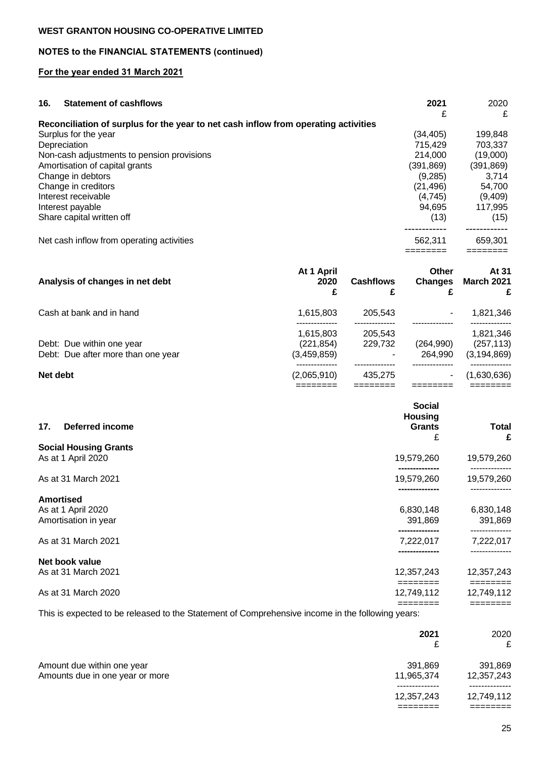**WEST GRANTON HOUSING CO-OPERATIVE LIMITED**

**NOTES to the FINANCIAL STATEMENTS (continued)**

**For the year ended 31 March 2021**

## 16. Statement of cashflows

| | 2021 £ | 2020 £ |
|---|---|---|
| **Reconciliation of surplus for the year to net cash inflow from operating activities** | | |
| Surplus for the year | (34,405) | 199,848 |
| Depreciation | 715,429 | 703,337 |
| Non-cash adjustments to pension provisions | 214,000 | (19,000) |
| Amortisation of capital grants | (391,869) | (391,869) |
| Change in debtors | (9,285) | 3,714 |
| Change in creditors | (21,496) | 54,700 |
| Interest receivable | (4,745) | (9,409) |
| Interest payable | 94,695 | 117,995 |
| Share capital written off | (13) | (15) |
| Net cash inflow from operating activities | 562,311 | 659,301 |

| Analysis of changes in net debt | At 1 April 2020 £ | Cashflows £ | Other Changes £ | At 31 March 2021 £ |
|---|---|---|---|---|
| Cash at bank and in hand | 1,615,803 | 205,543 | - | 1,821,346 |
| | 1,615,803 | 205,543 | | 1,821,346 |
| Debt: Due within one year | (221,854) | 229,732 | (264,990) | (257,113) |
| Debt: Due after more than one year | (3,459,859) | - | 264,990 | (3,194,869) |
| **Net debt** | (2,065,910) | 435,275 | - | (1,630,636) |

## 17. Deferred income

| | Social Housing Grants £ | Total £ |
|---|---|---|
| **Social Housing Grants** | | |
| As at 1 April 2020 | 19,579,260 | 19,579,260 |
| As at 31 March 2021 | 19,579,260 | 19,579,260 |
| **Amortised** | | |
| As at 1 April 2020 | 6,830,148 | 6,830,148 |
| Amortisation in year | 391,869 | 391,869 |
| As at 31 March 2021 | 7,222,017 | 7,222,017 |
| **Net book value** | | |
| As at 31 March 2021 | 12,357,243 | 12,357,243 |
| As at 31 March 2020 | 12,749,112 | 12,749,112 |

This is expected to be released to the Statement of Comprehensive income in the following years:

| | 2021 £ | 2020 £ |
|---|---|---|
| Amount due within one year | 391,869 | 391,869 |
| Amounts due in one year or more | 11,965,374 | 12,357,243 |
| | 12,357,243 | 12,749,112 |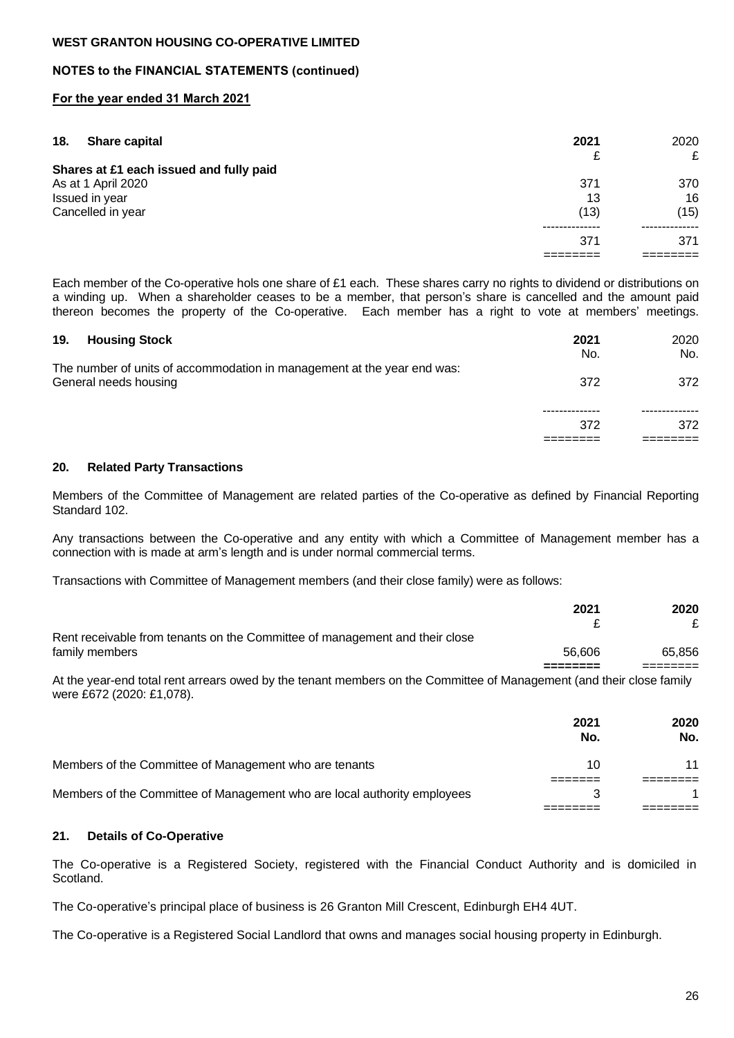**WEST GRANTON HOUSING CO-OPERATIVE LIMITED**

**NOTES to the FINANCIAL STATEMENTS (continued)**

**For the year ended 31 March 2021**

| **18. Share capital** | **2021** | 2020 |
|---|---|---|
| | £ | £ |
| **Shares at £1 each issued and fully paid** | | |
| As at 1 April 2020 | 371 | 370 |
| Issued in year | 13 | 16 |
| Cancelled in year | (13) | (15) |
| | 371 | 371 |

Each member of the Co-operative hols one share of £1 each. These shares carry no rights to dividend or distributions on a winding up. When a shareholder ceases to be a member, that person's share is cancelled and the amount paid thereon becomes the property of the Co-operative. Each member has a right to vote at members' meetings.

| **19. Housing Stock** | **2021** | 2020 |
|---|---|---|
| | No. | No. |
| The number of units of accommodation in management at the year end was: | | |
| General needs housing | 372 | 372 |
| | 372 | 372 |

### 20. Related Party Transactions

Members of the Committee of Management are related parties of the Co-operative as defined by Financial Reporting Standard 102.

Any transactions between the Co-operative and any entity with which a Committee of Management member has a connection with is made at arm's length and is under normal commercial terms.

Transactions with Committee of Management members (and their close family) were as follows:

| | **2021** | **2020** |
|---|---|---|
| | £ | £ |
| Rent receivable from tenants on the Committee of management and their close family members | 56,606 | 65,856 |

At the year-end total rent arrears owed by the tenant members on the Committee of Management (and their close family were £672 (2020: £1,078).

| | **2021** | **2020** |
|---|---|---|
| | **No.** | **No.** |
| Members of the Committee of Management who are tenants | 10 | 11 |
| Members of the Committee of Management who are local authority employees | 3 | 1 |

### 21. Details of Co-Operative

The Co-operative is a Registered Society, registered with the Financial Conduct Authority and is domiciled in Scotland.

The Co-operative's principal place of business is 26 Granton Mill Crescent, Edinburgh EH4 4UT.

The Co-operative is a Registered Social Landlord that owns and manages social housing property in Edinburgh.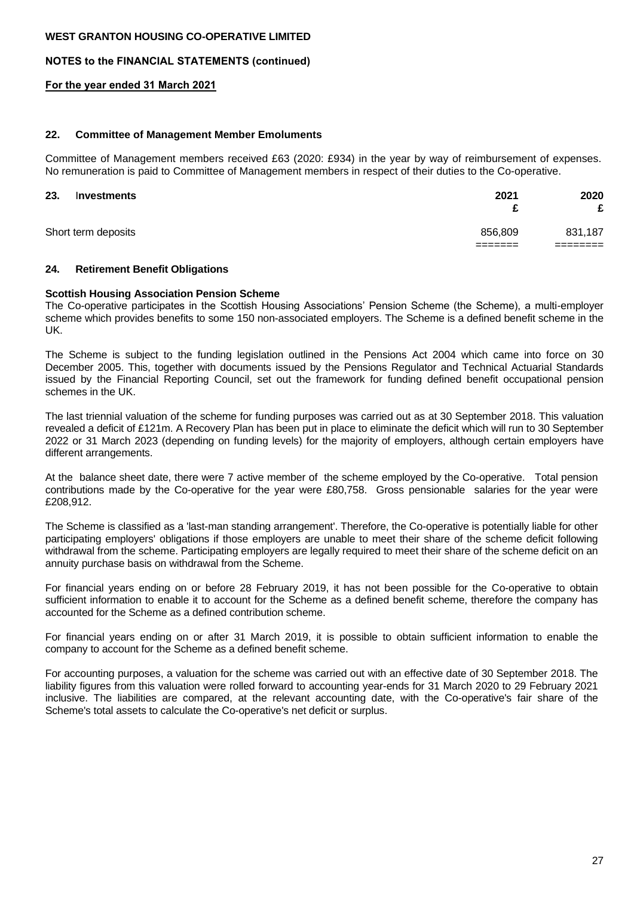**WEST GRANTON HOUSING CO-OPERATIVE LIMITED**

**NOTES to the FINANCIAL STATEMENTS (continued)**

**For the year ended 31 March 2021**

### 22. Committee of Management Member Emoluments

Committee of Management members received £63 (2020: £934) in the year by way of reimbursement of expenses. No remuneration is paid to Committee of Management members in respect of their duties to the Co-operative.

### 23. Investments

| | 2021 £ | 2020 £ |
|---|---|---|
| Short term deposits | 856,809 | 831,187 |

### 24. Retirement Benefit Obligations

**Scottish Housing Association Pension Scheme**

The Co-operative participates in the Scottish Housing Associations' Pension Scheme (the Scheme), a multi-employer scheme which provides benefits to some 150 non-associated employers. The Scheme is a defined benefit scheme in the UK.

The Scheme is subject to the funding legislation outlined in the Pensions Act 2004 which came into force on 30 December 2005. This, together with documents issued by the Pensions Regulator and Technical Actuarial Standards issued by the Financial Reporting Council, set out the framework for funding defined benefit occupational pension schemes in the UK.

The last triennial valuation of the scheme for funding purposes was carried out as at 30 September 2018. This valuation revealed a deficit of £121m. A Recovery Plan has been put in place to eliminate the deficit which will run to 30 September 2022 or 31 March 2023 (depending on funding levels) for the majority of employers, although certain employers have different arrangements.

At the balance sheet date, there were 7 active member of the scheme employed by the Co-operative. Total pension contributions made by the Co-operative for the year were £80,758. Gross pensionable salaries for the year were £208,912.

The Scheme is classified as a 'last-man standing arrangement'. Therefore, the Co-operative is potentially liable for other participating employers' obligations if those employers are unable to meet their share of the scheme deficit following withdrawal from the scheme. Participating employers are legally required to meet their share of the scheme deficit on an annuity purchase basis on withdrawal from the Scheme.

For financial years ending on or before 28 February 2019, it has not been possible for the Co-operative to obtain sufficient information to enable it to account for the Scheme as a defined benefit scheme, therefore the company has accounted for the Scheme as a defined contribution scheme.

For financial years ending on or after 31 March 2019, it is possible to obtain sufficient information to enable the company to account for the Scheme as a defined benefit scheme.

For accounting purposes, a valuation for the scheme was carried out with an effective date of 30 September 2018. The liability figures from this valuation were rolled forward to accounting year-ends for 31 March 2020 to 29 February 2021 inclusive. The liabilities are compared, at the relevant accounting date, with the Co-operative's fair share of the Scheme's total assets to calculate the Co-operative's net deficit or surplus.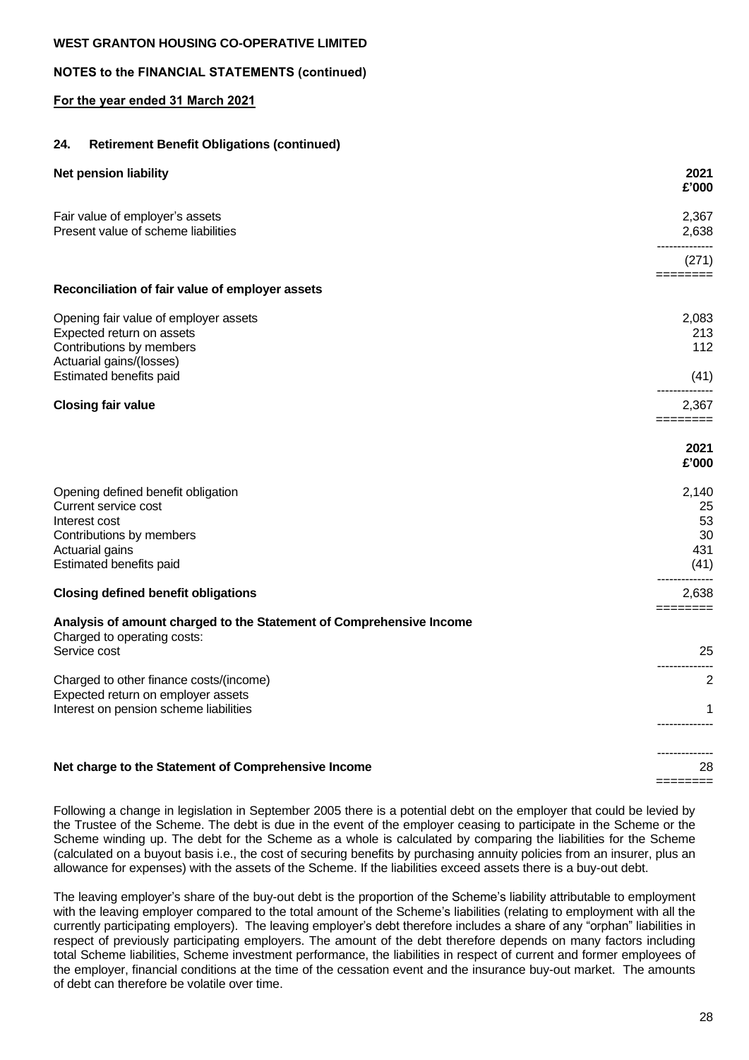WEST GRANTON HOUSING CO-OPERATIVE LIMITED

NOTES to the FINANCIAL STATEMENTS (continued)

**For the year ended 31 March 2021**

## 24. Retirement Benefit Obligations (continued)

| **Net pension liability** | **2021 £'000** |
|---|---|
| Fair value of employer's assets | 2,367 |
| Present value of scheme liabilities | 2,638 |
| | (271) |

| **Reconciliation of fair value of employer assets** | |
|---|---|
| Opening fair value of employer assets | 2,083 |
| Expected return on assets | 213 |
| Contributions by members | 112 |
| Actuarial gains/(losses) | |
| Estimated benefits paid | (41) |
| **Closing fair value** | 2,367 |

| | **2021 £'000** |
|---|---|
| Opening defined benefit obligation | 2,140 |
| Current service cost | 25 |
| Interest cost | 53 |
| Contributions by members | 30 |
| Actuarial gains | 431 |
| Estimated benefits paid | (41) |
| **Closing defined benefit obligations** | 2,638 |

| **Analysis of amount charged to the Statement of Comprehensive Income** | |
|---|---|
| Charged to operating costs: | |
| Service cost | 25 |
| Charged to other finance costs/(income) | 2 |
| Expected return on employer assets | |
| Interest on pension scheme liabilities | 1 |
| **Net charge to the Statement of Comprehensive Income** | 28 |

Following a change in legislation in September 2005 there is a potential debt on the employer that could be levied by the Trustee of the Scheme. The debt is due in the event of the employer ceasing to participate in the Scheme or the Scheme winding up. The debt for the Scheme as a whole is calculated by comparing the liabilities for the Scheme (calculated on a buyout basis i.e., the cost of securing benefits by purchasing annuity policies from an insurer, plus an allowance for expenses) with the assets of the Scheme. If the liabilities exceed assets there is a buy-out debt.

The leaving employer's share of the buy-out debt is the proportion of the Scheme's liability attributable to employment with the leaving employer compared to the total amount of the Scheme's liabilities (relating to employment with all the currently participating employers). The leaving employer's debt therefore includes a share of any "orphan" liabilities in respect of previously participating employers. The amount of the debt therefore depends on many factors including total Scheme liabilities, Scheme investment performance, the liabilities in respect of current and former employees of the employer, financial conditions at the time of the cessation event and the insurance buy-out market. The amounts of debt can therefore be volatile over time.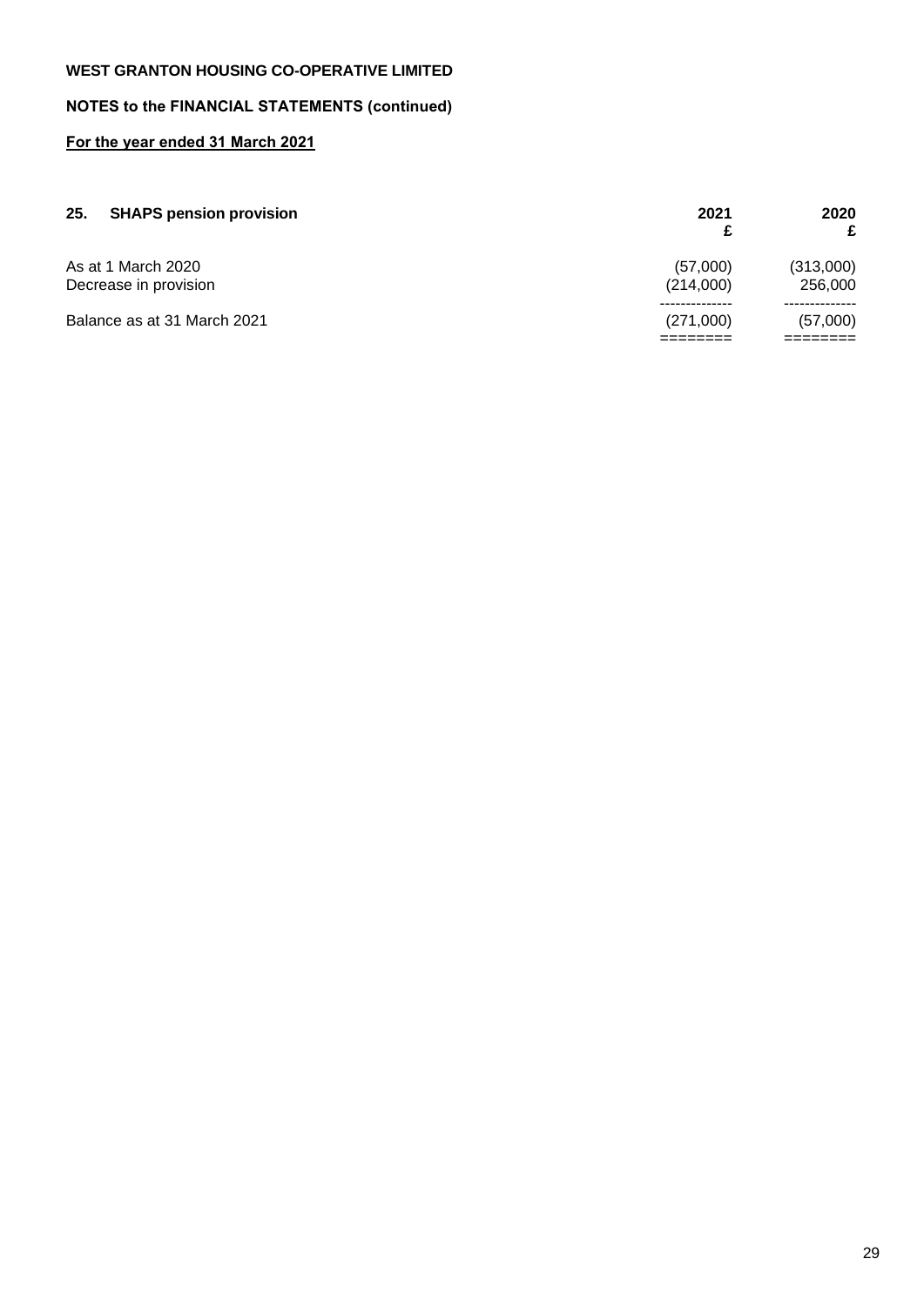**WEST GRANTON HOUSING CO-OPERATIVE LIMITED**

**NOTES to the FINANCIAL STATEMENTS (continued)**

**For the year ended 31 March 2021**

| 25. SHAPS pension provision | 2021 £ | 2020 £ |
|---|---|---|
| As at 1 March 2020 | (57,000) | (313,000) |
| Decrease in provision | (214,000) | 256,000 |
| Balance as at 31 March 2021 | (271,000) | (57,000) |